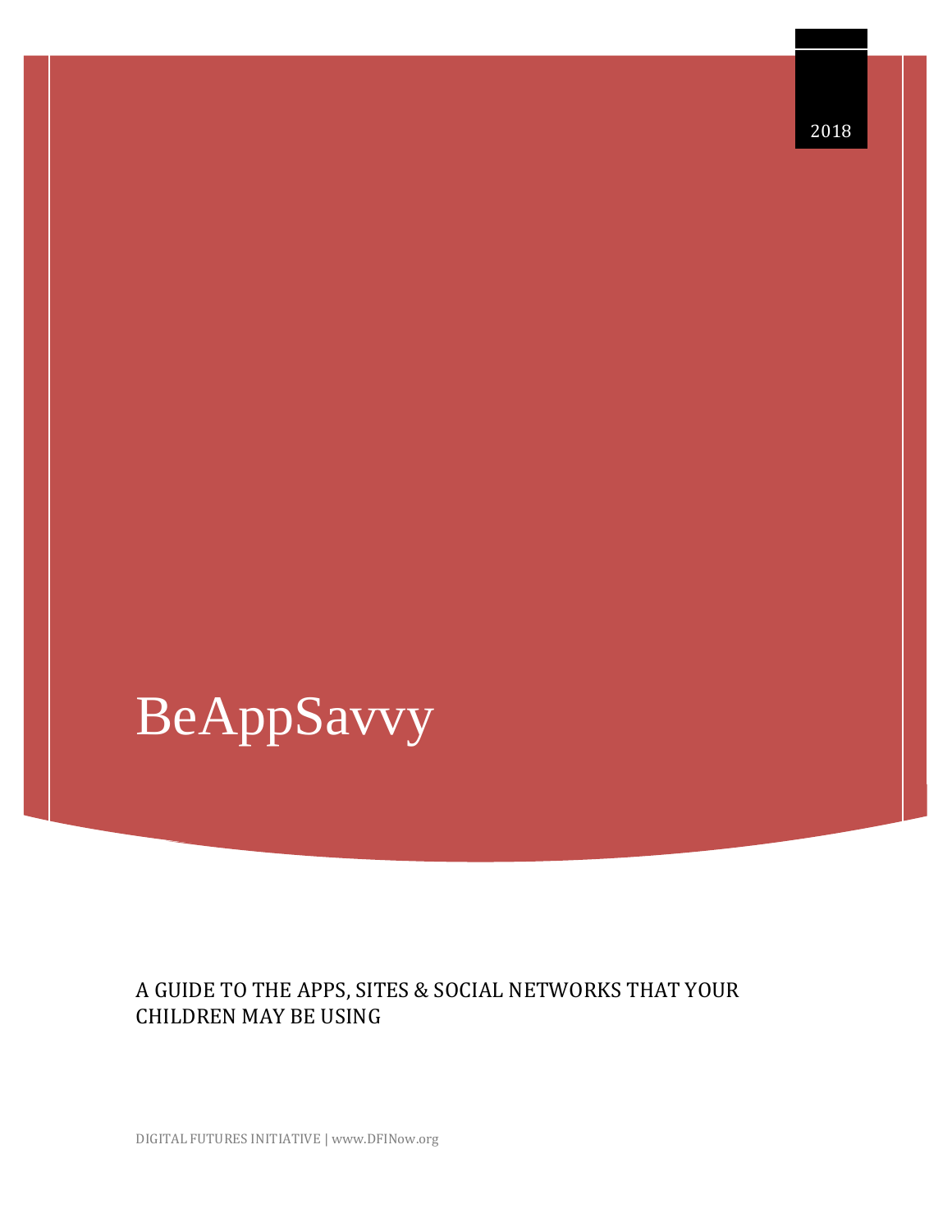2018

# BeAppSavvy

A GUIDE TO THE APPS, SITES & SOCIAL NETWORKS THAT YOUR CHILDREN MAY BE USING

DIGITAL FUTURES INITIATIVE | www.DFINow.org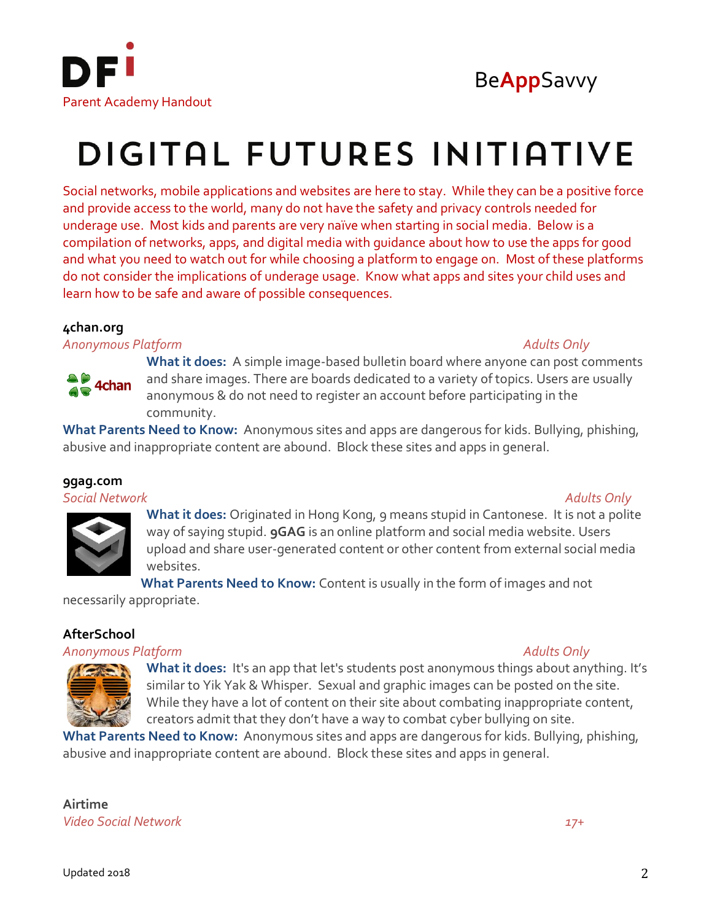DFi

Parent Academy Handout

BeAppSavvy

# DIGITAL FUTURES INITIATIVE

Social networks, mobile applications and websites are here to stay. While they can be a positive force and provide access to the world, many do not have the safety and privacy controls needed for underage use. Most kids and parents are very naïve when starting in social media. Below is a compilation of networks, apps, and digital media with guidance about how to use the apps for good and what you need to watch out for while choosing a platform to engage on. Most of these platforms do not consider the implications of underage usage. Know what apps and sites your child uses and learn how to be safe and aware of possible consequences.

### 4chan.org

*Anonymous Platform* *Adults Only*

**What it does:** A simple image-based bulletin board where anyone can post comments and share images. There are boards dedicated to a variety of topics. Users are usually anonymous & do not need to register an account before participating in the community.

**What Parents Need to Know:** Anonymous sites and apps are dangerous for kids. Bullying, phishing, abusive and inappropriate content are abound. Block these sites and apps in general.

### 9gag.com

*Social Network* *Adults Only*

**What it does:** Originated in Hong Kong, 9 means stupid in Cantonese. It is not a polite way of saying stupid. **9GAG** is an online platform and social media website. Users upload and share user-generated content or other content from external social media websites.

**What Parents Need to Know:** Content is usually in the form of images and not necessarily appropriate.

### AfterSchool

*Anonymous Platform* *Adults Only*

**What it does:** It's an app that let's students post anonymous things about anything. It's similar to Yik Yak & Whisper. Sexual and graphic images can be posted on the site. While they have a lot of content on their site about combating inappropriate content, creators admit that they don't have a way to combat cyber bullying on site.

**What Parents Need to Know:** Anonymous sites and apps are dangerous for kids. Bullying, phishing, abusive and inappropriate content are abound. Block these sites and apps in general.

### Airtime

*Video Social Network* *17+*

Updated 2018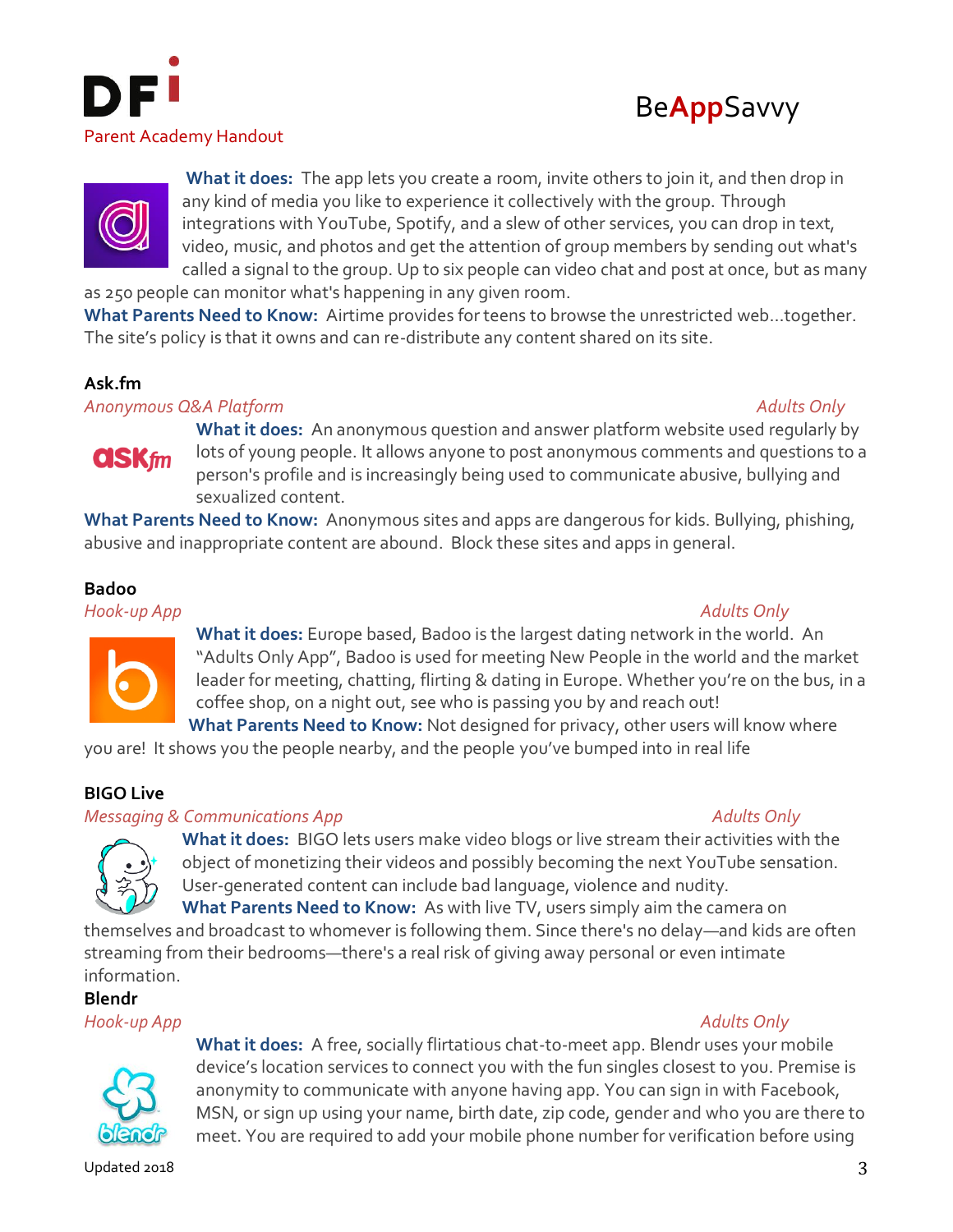**What it does:** The app lets you create a room, invite others to join it, and then drop in any kind of media you like to experience it collectively with the group. Through integrations with YouTube, Spotify, and a slew of other services, you can drop in text, video, music, and photos and get the attention of group members by sending out what's called a signal to the group. Up to six people can video chat and post at once, but as many as 250 people can monitor what's happening in any given room.

**What Parents Need to Know:** Airtime provides for teens to browse the unrestricted web…together. The site's policy is that it owns and can re-distribute any content shared on its site.

## Ask.fm

*Anonymous Q&A Platform* *Adults Only*

**What it does:** An anonymous question and answer platform website used regularly by lots of young people. It allows anyone to post anonymous comments and questions to a person's profile and is increasingly being used to communicate abusive, bullying and sexualized content.

**What Parents Need to Know:** Anonymous sites and apps are dangerous for kids. Bullying, phishing, abusive and inappropriate content are abound. Block these sites and apps in general.

## Badoo

*Hook-up App* *Adults Only*

**What it does:** Europe based, Badoo is the largest dating network in the world. An "Adults Only App", Badoo is used for meeting New People in the world and the market leader for meeting, chatting, flirting & dating in Europe. Whether you're on the bus, in a coffee shop, on a night out, see who is passing you by and reach out!

**What Parents Need to Know:** Not designed for privacy, other users will know where you are! It shows you the people nearby, and the people you've bumped into in real life

## BIGO Live

*Messaging & Communications App* *Adults Only*

**What it does:** BIGO lets users make video blogs or live stream their activities with the object of monetizing their videos and possibly becoming the next YouTube sensation. User-generated content can include bad language, violence and nudity.

**What Parents Need to Know:** As with live TV, users simply aim the camera on themselves and broadcast to whomever is following them. Since there's no delay—and kids are often streaming from their bedrooms—there's a real risk of giving away personal or even intimate information.

## Blendr

*Hook-up App* *Adults Only*

**What it does:** A free, socially flirtatious chat-to-meet app. Blendr uses your mobile device's location services to connect you with the fun singles closest to you. Premise is anonymity to communicate with anyone having app. You can sign in with Facebook, MSN, or sign up using your name, birth date, zip code, gender and who you are there to meet. You are required to add your mobile phone number for verification before using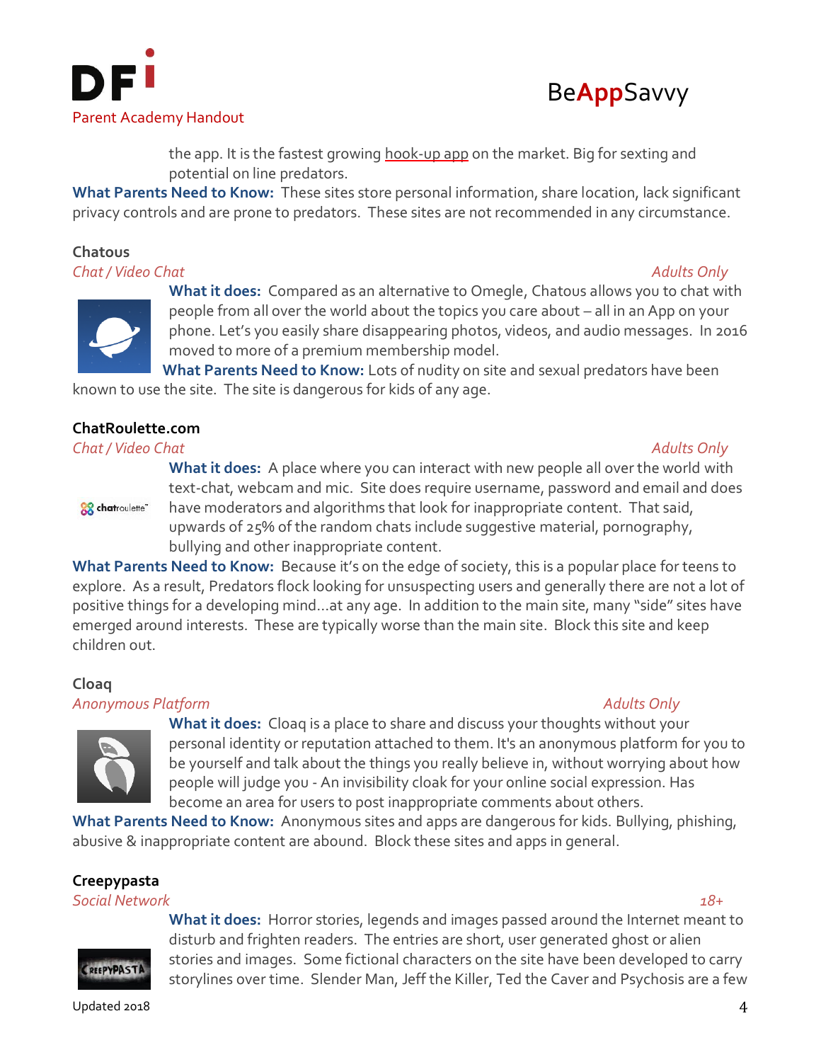the app. It is the fastest growing hook-up app on the market. Big for sexting and potential on line predators.

**What Parents Need to Know:** These sites store personal information, share location, lack significant privacy controls and are prone to predators. These sites are not recommended in any circumstance.

### Chatous

*Chat / Video Chat* *Adults Only*

**What it does:** Compared as an alternative to Omegle, Chatous allows you to chat with people from all over the world about the topics you care about – all in an App on your phone. Let's you easily share disappearing photos, videos, and audio messages. In 2016 moved to more of a premium membership model.

**What Parents Need to Know:** Lots of nudity on site and sexual predators have been known to use the site. The site is dangerous for kids of any age.

### ChatRoulette.com

*Chat / Video Chat* *Adults Only*

**What it does:** A place where you can interact with new people all over the world with text-chat, webcam and mic. Site does require username, password and email and does have moderators and algorithms that look for inappropriate content. That said, upwards of 25% of the random chats include suggestive material, pornography, bullying and other inappropriate content.

**What Parents Need to Know:** Because it's on the edge of society, this is a popular place for teens to explore. As a result, Predators flock looking for unsuspecting users and generally there are not a lot of positive things for a developing mind...at any age. In addition to the main site, many "side" sites have emerged around interests. These are typically worse than the main site. Block this site and keep children out.

### Cloaq

*Anonymous Platform* *Adults Only*

**What it does:** Cloaq is a place to share and discuss your thoughts without your personal identity or reputation attached to them. It's an anonymous platform for you to be yourself and talk about the things you really believe in, without worrying about how people will judge you - An invisibility cloak for your online social expression. Has become an area for users to post inappropriate comments about others.

**What Parents Need to Know:** Anonymous sites and apps are dangerous for kids. Bullying, phishing, abusive & inappropriate content are abound. Block these sites and apps in general.

### Creepypasta

*Social Network* *18+*

**What it does:** Horror stories, legends and images passed around the Internet meant to disturb and frighten readers. The entries are short, user generated ghost or alien stories and images. Some fictional characters on the site have been developed to carry storylines over time. Slender Man, Jeff the Killer, Ted the Caver and Psychosis are a few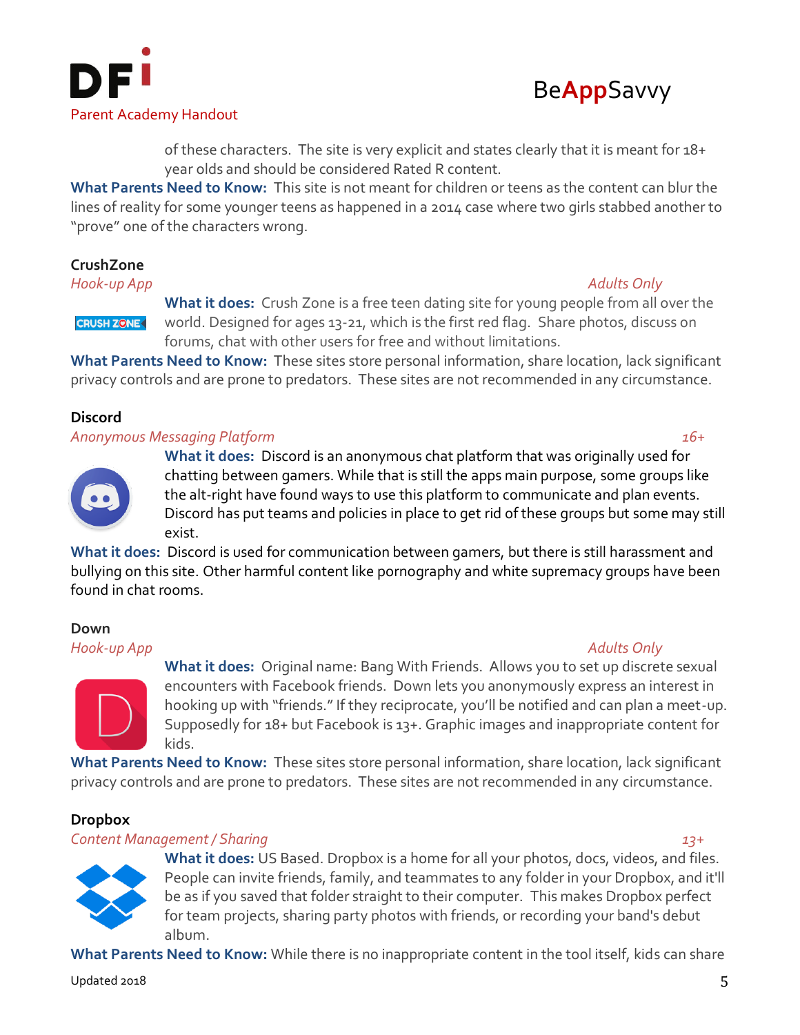of these characters. The site is very explicit and states clearly that it is meant for 18+ year olds and should be considered Rated R content.

**What Parents Need to Know:** This site is not meant for children or teens as the content can blur the lines of reality for some younger teens as happened in a 2014 case where two girls stabbed another to "prove" one of the characters wrong.

### CrushZone

*Hook-up App* — *Adults Only*

**What it does:** Crush Zone is a free teen dating site for young people from all over the world. Designed for ages 13-21, which is the first red flag. Share photos, discuss on forums, chat with other users for free and without limitations.

**What Parents Need to Know:** These sites store personal information, share location, lack significant privacy controls and are prone to predators. These sites are not recommended in any circumstance.

### Discord

*Anonymous Messaging Platform* — *16+*

**What it does:** Discord is an anonymous chat platform that was originally used for chatting between gamers. While that is still the apps main purpose, some groups like the alt-right have found ways to use this platform to communicate and plan events. Discord has put teams and policies in place to get rid of these groups but some may still exist.

**What it does:** Discord is used for communication between gamers, but there is still harassment and bullying on this site. Other harmful content like pornography and white supremacy groups have been found in chat rooms.

### Down

*Hook-up App* — *Adults Only*

**What it does:** Original name: Bang With Friends. Allows you to set up discrete sexual encounters with Facebook friends. Down lets you anonymously express an interest in hooking up with "friends." If they reciprocate, you'll be notified and can plan a meet-up. Supposedly for 18+ but Facebook is 13+. Graphic images and inappropriate content for kids.

**What Parents Need to Know:** These sites store personal information, share location, lack significant privacy controls and are prone to predators. These sites are not recommended in any circumstance.

### Dropbox

*Content Management / Sharing* — *13+*

**What it does:** US Based. Dropbox is a home for all your photos, docs, videos, and files. People can invite friends, family, and teammates to any folder in your Dropbox, and it'll be as if you saved that folder straight to their computer. This makes Dropbox perfect for team projects, sharing party photos with friends, or recording your band's debut album.

**What Parents Need to Know:** While there is no inappropriate content in the tool itself, kids can share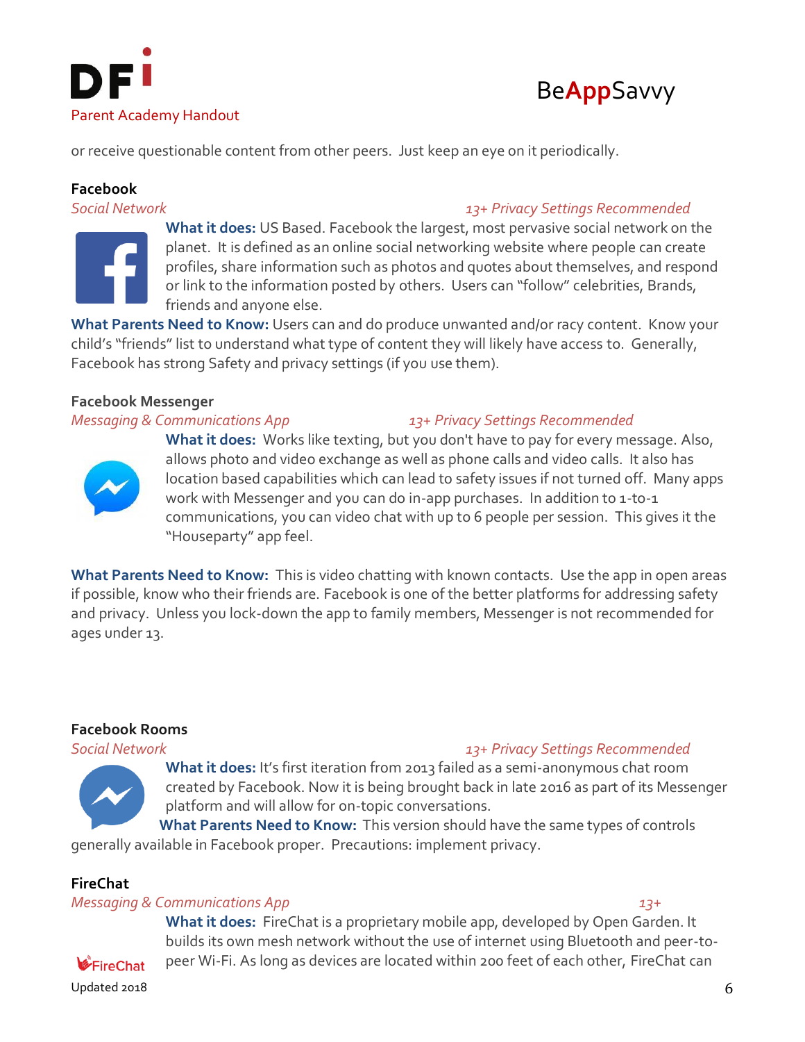or receive questionable content from other peers. Just keep an eye on it periodically.

**Facebook**

*Social Network* *13+ Privacy Settings Recommended*

**What it does:** US Based. Facebook the largest, most pervasive social network on the planet. It is defined as an online social networking website where people can create profiles, share information such as photos and quotes about themselves, and respond or link to the information posted by others. Users can "follow" celebrities, Brands, friends and anyone else.

**What Parents Need to Know:** Users can and do produce unwanted and/or racy content. Know your child's "friends" list to understand what type of content they will likely have access to. Generally, Facebook has strong Safety and privacy settings (if you use them).

**Facebook Messenger**

*Messaging & Communications App* *13+ Privacy Settings Recommended*

**What it does:** Works like texting, but you don't have to pay for every message. Also, allows photo and video exchange as well as phone calls and video calls. It also has location based capabilities which can lead to safety issues if not turned off. Many apps work with Messenger and you can do in-app purchases. In addition to 1-to-1 communications, you can video chat with up to 6 people per session. This gives it the "Houseparty" app feel.

**What Parents Need to Know:** This is video chatting with known contacts. Use the app in open areas if possible, know who their friends are. Facebook is one of the better platforms for addressing safety and privacy. Unless you lock-down the app to family members, Messenger is not recommended for ages under 13.

**Facebook Rooms**

*Social Network* *13+ Privacy Settings Recommended*

**What it does:** It's first iteration from 2013 failed as a semi-anonymous chat room created by Facebook. Now it is being brought back in late 2016 as part of its Messenger platform and will allow for on-topic conversations.

**What Parents Need to Know:** This version should have the same types of controls generally available in Facebook proper. Precautions: implement privacy.

**FireChat**

*Messaging & Communications App* *13+*

**What it does:** FireChat is a proprietary mobile app, developed by Open Garden. It builds its own mesh network without the use of internet using Bluetooth and peer-to-peer Wi-Fi. As long as devices are located within 200 feet of each other, FireChat can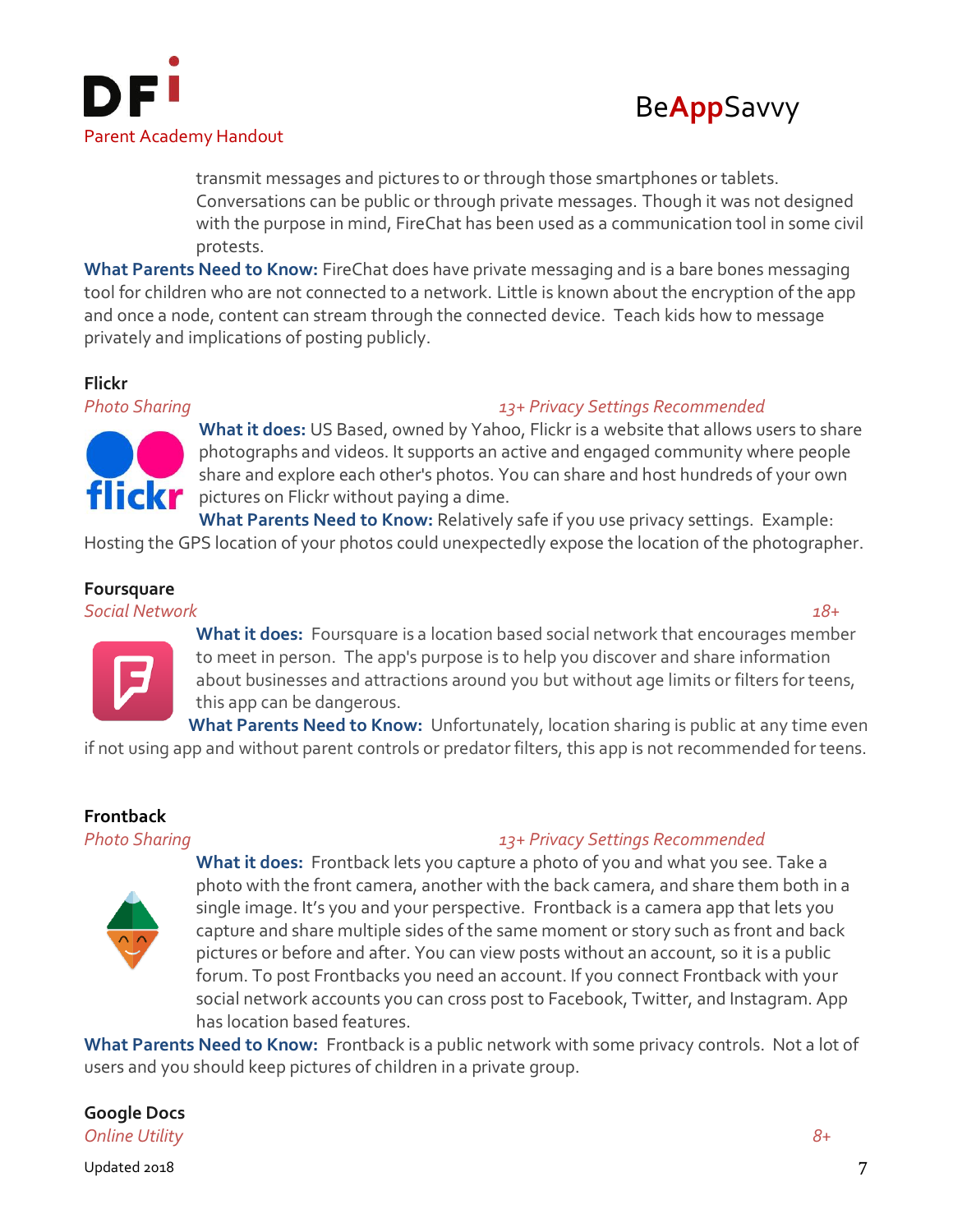transmit messages and pictures to or through those smartphones or tablets. Conversations can be public or through private messages. Though it was not designed with the purpose in mind, FireChat has been used as a communication tool in some civil protests.

**What Parents Need to Know:** FireChat does have private messaging and is a bare bones messaging tool for children who are not connected to a network. Little is known about the encryption of the app and once a node, content can stream through the connected device. Teach kids how to message privately and implications of posting publicly.

**Flickr**

*Photo Sharing* *13+ Privacy Settings Recommended*

**What it does:** US Based, owned by Yahoo, Flickr is a website that allows users to share photographs and videos. It supports an active and engaged community where people share and explore each other's photos. You can share and host hundreds of your own pictures on Flickr without paying a dime.

**What Parents Need to Know:** Relatively safe if you use privacy settings. Example: Hosting the GPS location of your photos could unexpectedly expose the location of the photographer.

**Foursquare**

*Social Network* *18+*

**What it does:** Foursquare is a location based social network that encourages member to meet in person. The app's purpose is to help you discover and share information about businesses and attractions around you but without age limits or filters for teens, this app can be dangerous.

**What Parents Need to Know:** Unfortunately, location sharing is public at any time even if not using app and without parent controls or predator filters, this app is not recommended for teens.

**Frontback**

*Photo Sharing* *13+ Privacy Settings Recommended*

**What it does:** Frontback lets you capture a photo of you and what you see. Take a photo with the front camera, another with the back camera, and share them both in a single image. It's you and your perspective. Frontback is a camera app that lets you capture and share multiple sides of the same moment or story such as front and back pictures or before and after. You can view posts without an account, so it is a public forum. To post Frontbacks you need an account. If you connect Frontback with your social network accounts you can cross post to Facebook, Twitter, and Instagram. App has location based features.

**What Parents Need to Know:** Frontback is a public network with some privacy controls. Not a lot of users and you should keep pictures of children in a private group.

**Google Docs**

*Online Utility* *8+*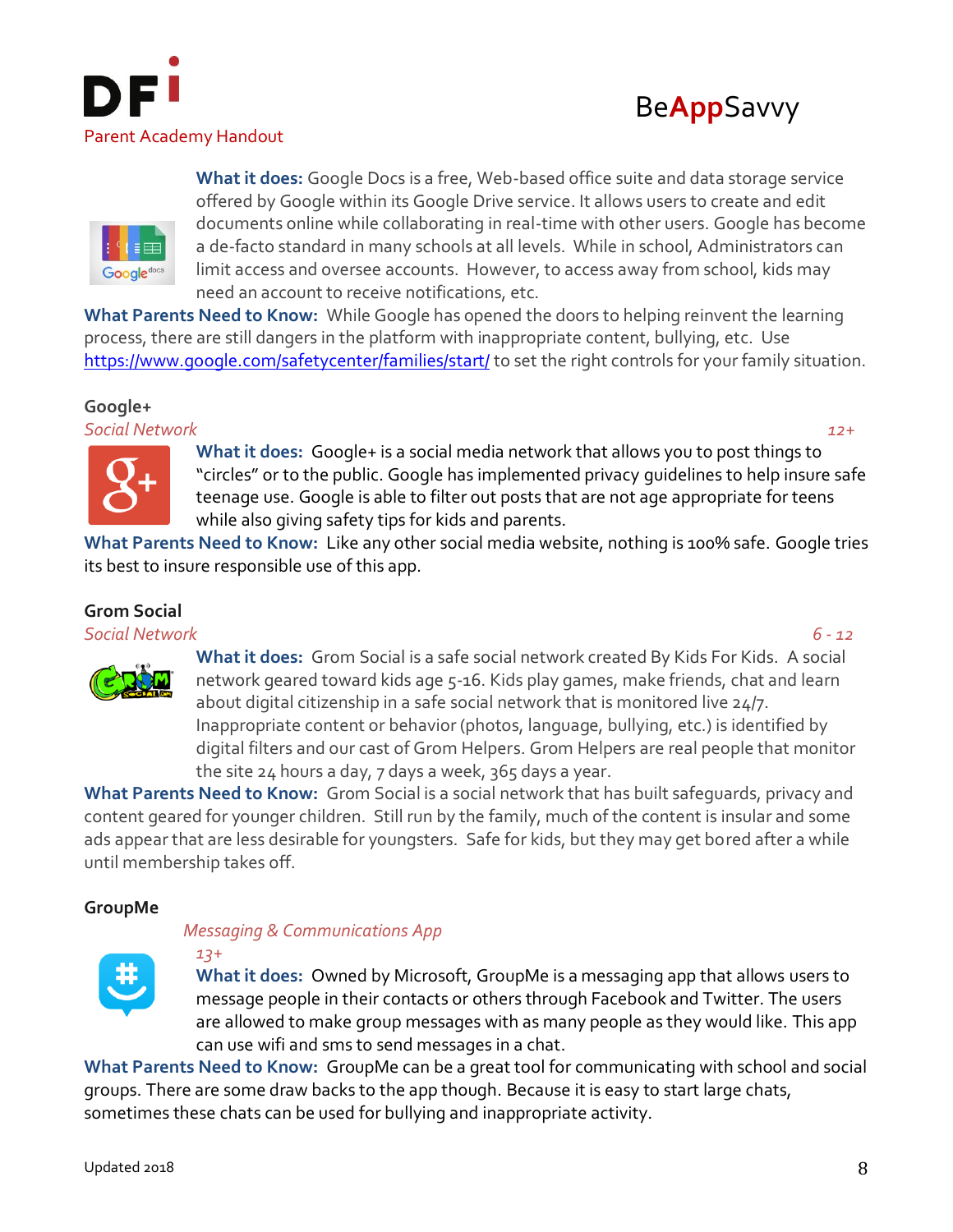**What it does:** Google Docs is a free, Web-based office suite and data storage service offered by Google within its Google Drive service. It allows users to create and edit documents online while collaborating in real-time with other users. Google has become a de-facto standard in many schools at all levels. While in school, Administrators can limit access and oversee accounts. However, to access away from school, kids may need an account to receive notifications, etc.

**What Parents Need to Know:** While Google has opened the doors to helping reinvent the learning process, there are still dangers in the platform with inappropriate content, bullying, etc. Use https://www.google.com/safetycenter/families/start/ to set the right controls for your family situation.

### Google+

*Social Network* *12+*

**What it does:** Google+ is a social media network that allows you to post things to "circles" or to the public. Google has implemented privacy guidelines to help insure safe teenage use. Google is able to filter out posts that are not age appropriate for teens while also giving safety tips for kids and parents.

**What Parents Need to Know:** Like any other social media website, nothing is 100% safe. Google tries its best to insure responsible use of this app.

### Grom Social

*Social Network* *6 - 12*

**What it does:** Grom Social is a safe social network created By Kids For Kids. A social network geared toward kids age 5-16. Kids play games, make friends, chat and learn about digital citizenship in a safe social network that is monitored live 24/7. Inappropriate content or behavior (photos, language, bullying, etc.) is identified by digital filters and our cast of Grom Helpers. Grom Helpers are real people that monitor the site 24 hours a day, 7 days a week, 365 days a year.

**What Parents Need to Know:** Grom Social is a social network that has built safeguards, privacy and content geared for younger children. Still run by the family, much of the content is insular and some ads appear that are less desirable for youngsters. Safe for kids, but they may get bored after a while until membership takes off.

### GroupMe

*Messaging & Communications App*

*13+*

**What it does:** Owned by Microsoft, GroupMe is a messaging app that allows users to message people in their contacts or others through Facebook and Twitter. The users are allowed to make group messages with as many people as they would like. This app can use wifi and sms to send messages in a chat.

**What Parents Need to Know:** GroupMe can be a great tool for communicating with school and social groups. There are some draw backs to the app though. Because it is easy to start large chats, sometimes these chats can be used for bullying and inappropriate activity.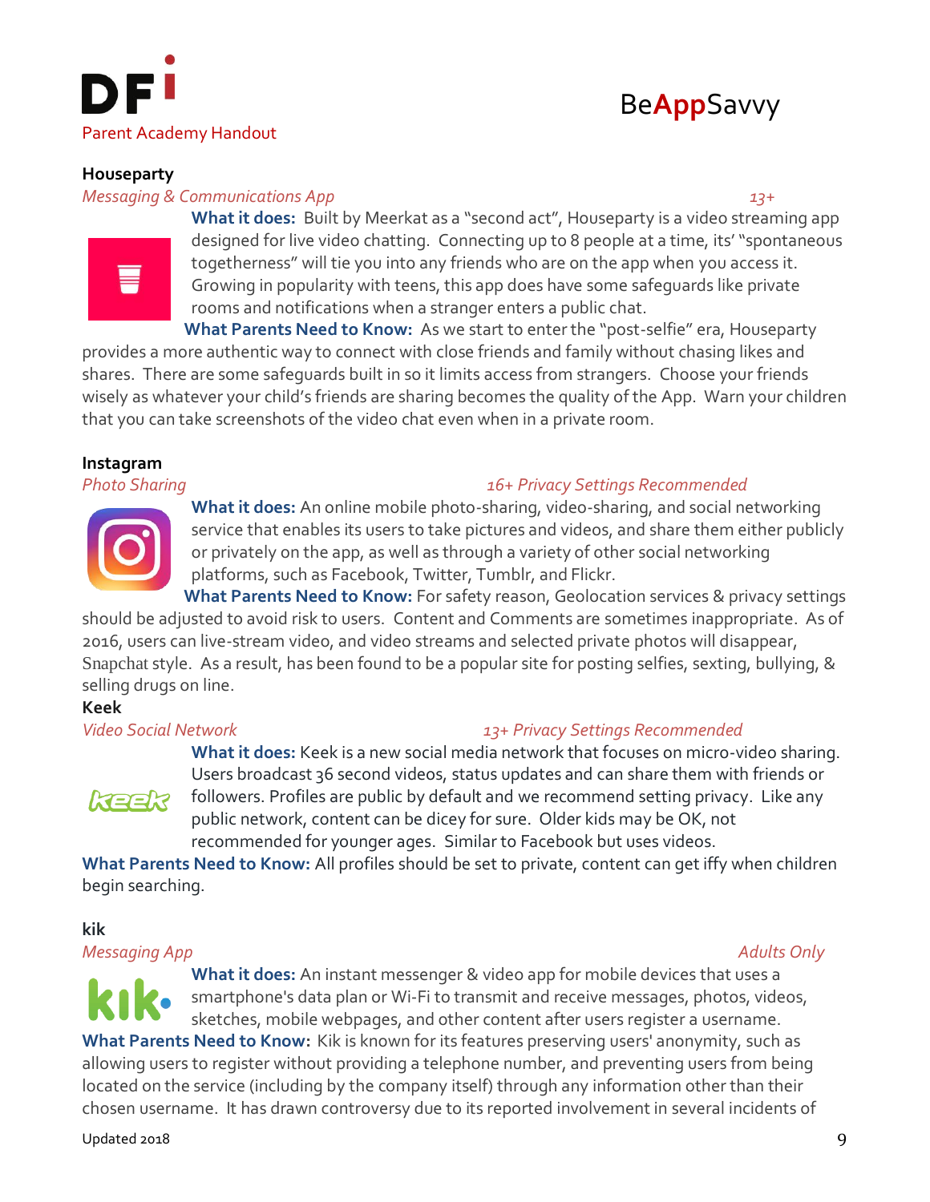### Houseparty

*Messaging & Communications App* *13+*

**What it does:** Built by Meerkat as a "second act", Houseparty is a video streaming app designed for live video chatting. Connecting up to 8 people at a time, its' "spontaneous togetherness" will tie you into any friends who are on the app when you access it. Growing in popularity with teens, this app does have some safeguards like private rooms and notifications when a stranger enters a public chat.

**What Parents Need to Know:** As we start to enter the "post-selfie" era, Houseparty provides a more authentic way to connect with close friends and family without chasing likes and shares. There are some safeguards built in so it limits access from strangers. Choose your friends wisely as whatever your child's friends are sharing becomes the quality of the App. Warn your children that you can take screenshots of the video chat even when in a private room.

### Instagram

*Photo Sharing* *16+ Privacy Settings Recommended*

**What it does:** An online mobile photo-sharing, video-sharing, and social networking service that enables its users to take pictures and videos, and share them either publicly or privately on the app, as well as through a variety of other social networking platforms, such as Facebook, Twitter, Tumblr, and Flickr.

**What Parents Need to Know:** For safety reason, Geolocation services & privacy settings should be adjusted to avoid risk to users. Content and Comments are sometimes inappropriate. As of 2016, users can live-stream video, and video streams and selected private photos will disappear, Snapchat style. As a result, has been found to be a popular site for posting selfies, sexting, bullying, & selling drugs on line.

### Keek

*Video Social Network* *13+ Privacy Settings Recommended*

**What it does:** Keek is a new social media network that focuses on micro-video sharing. Users broadcast 36 second videos, status updates and can share them with friends or followers. Profiles are public by default and we recommend setting privacy. Like any public network, content can be dicey for sure. Older kids may be OK, not recommended for younger ages. Similar to Facebook but uses videos.

**What Parents Need to Know:** All profiles should be set to private, content can get iffy when children begin searching.

### kik

*Messaging App* *Adults Only*

**What it does:** An instant messenger & video app for mobile devices that uses a smartphone's data plan or Wi-Fi to transmit and receive messages, photos, videos, sketches, mobile webpages, and other content after users register a username.

**What Parents Need to Know:** Kik is known for its features preserving users' anonymity, such as allowing users to register without providing a telephone number, and preventing users from being located on the service (including by the company itself) through any information other than their chosen username. It has drawn controversy due to its reported involvement in several incidents of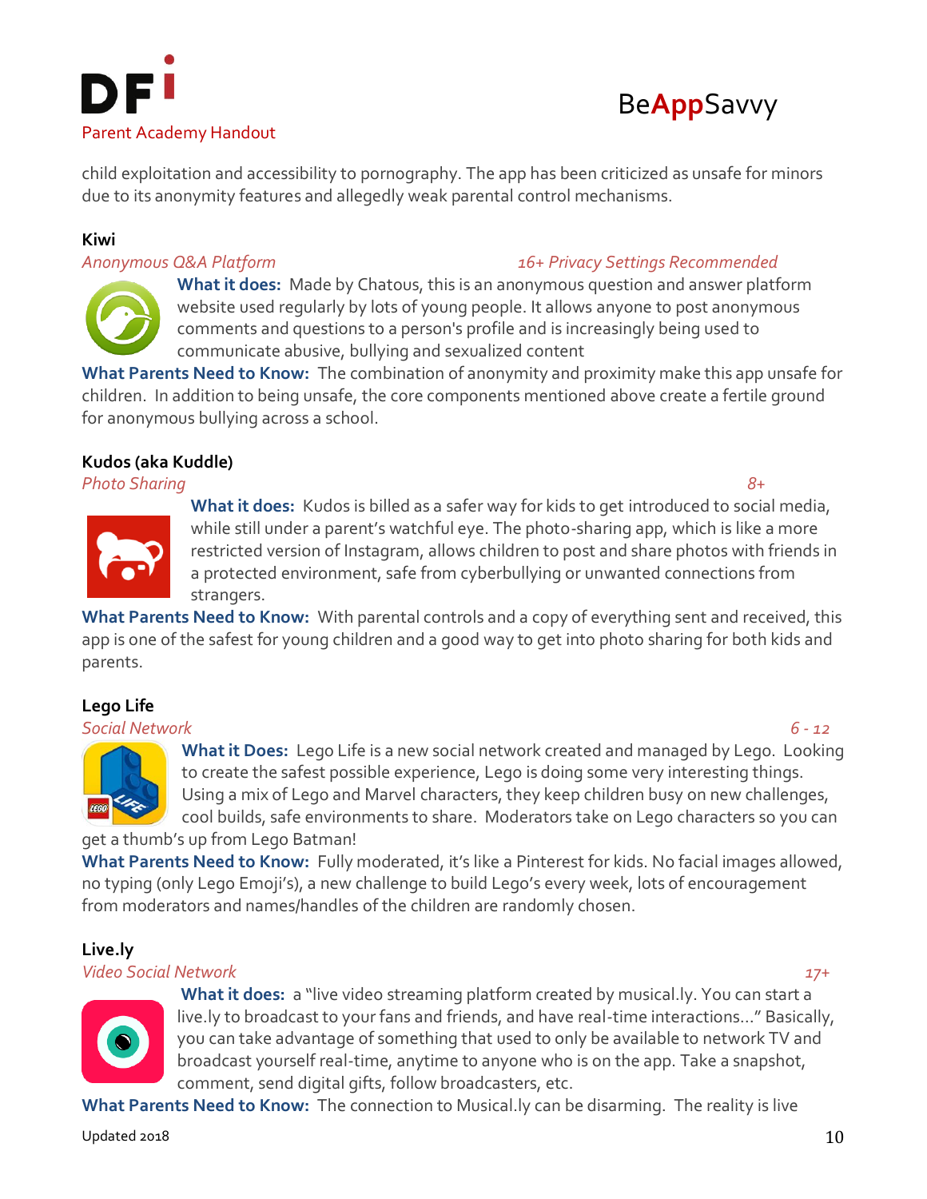child exploitation and accessibility to pornography. The app has been criticized as unsafe for minors due to its anonymity features and allegedly weak parental control mechanisms.

### Kiwi

*Anonymous Q&A Platform* *16+ Privacy Settings Recommended*

**What it does:** Made by Chatous, this is an anonymous question and answer platform website used regularly by lots of young people. It allows anyone to post anonymous comments and questions to a person's profile and is increasingly being used to communicate abusive, bullying and sexualized content

**What Parents Need to Know:** The combination of anonymity and proximity make this app unsafe for children. In addition to being unsafe, the core components mentioned above create a fertile ground for anonymous bullying across a school.

### Kudos (aka Kuddle)

*Photo Sharing* *8+*

**What it does:** Kudos is billed as a safer way for kids to get introduced to social media, while still under a parent's watchful eye. The photo-sharing app, which is like a more restricted version of Instagram, allows children to post and share photos with friends in a protected environment, safe from cyberbullying or unwanted connections from strangers.

**What Parents Need to Know:** With parental controls and a copy of everything sent and received, this app is one of the safest for young children and a good way to get into photo sharing for both kids and parents.

### Lego Life

*Social Network* *6 - 12*

**What it Does:** Lego Life is a new social network created and managed by Lego. Looking to create the safest possible experience, Lego is doing some very interesting things. Using a mix of Lego and Marvel characters, they keep children busy on new challenges, cool builds, safe environments to share. Moderators take on Lego characters so you can get a thumb's up from Lego Batman!

**What Parents Need to Know:** Fully moderated, it's like a Pinterest for kids. No facial images allowed, no typing (only Lego Emoji's), a new challenge to build Lego's every week, lots of encouragement from moderators and names/handles of the children are randomly chosen.

### Live.ly

*Video Social Network* *17+*

**What it does:** a "live video streaming platform created by musical.ly. You can start a live.ly to broadcast to your fans and friends, and have real-time interactions…" Basically, you can take advantage of something that used to only be available to network TV and broadcast yourself real-time, anytime to anyone who is on the app. Take a snapshot, comment, send digital gifts, follow broadcasters, etc.

**What Parents Need to Know:** The connection to Musical.ly can be disarming. The reality is live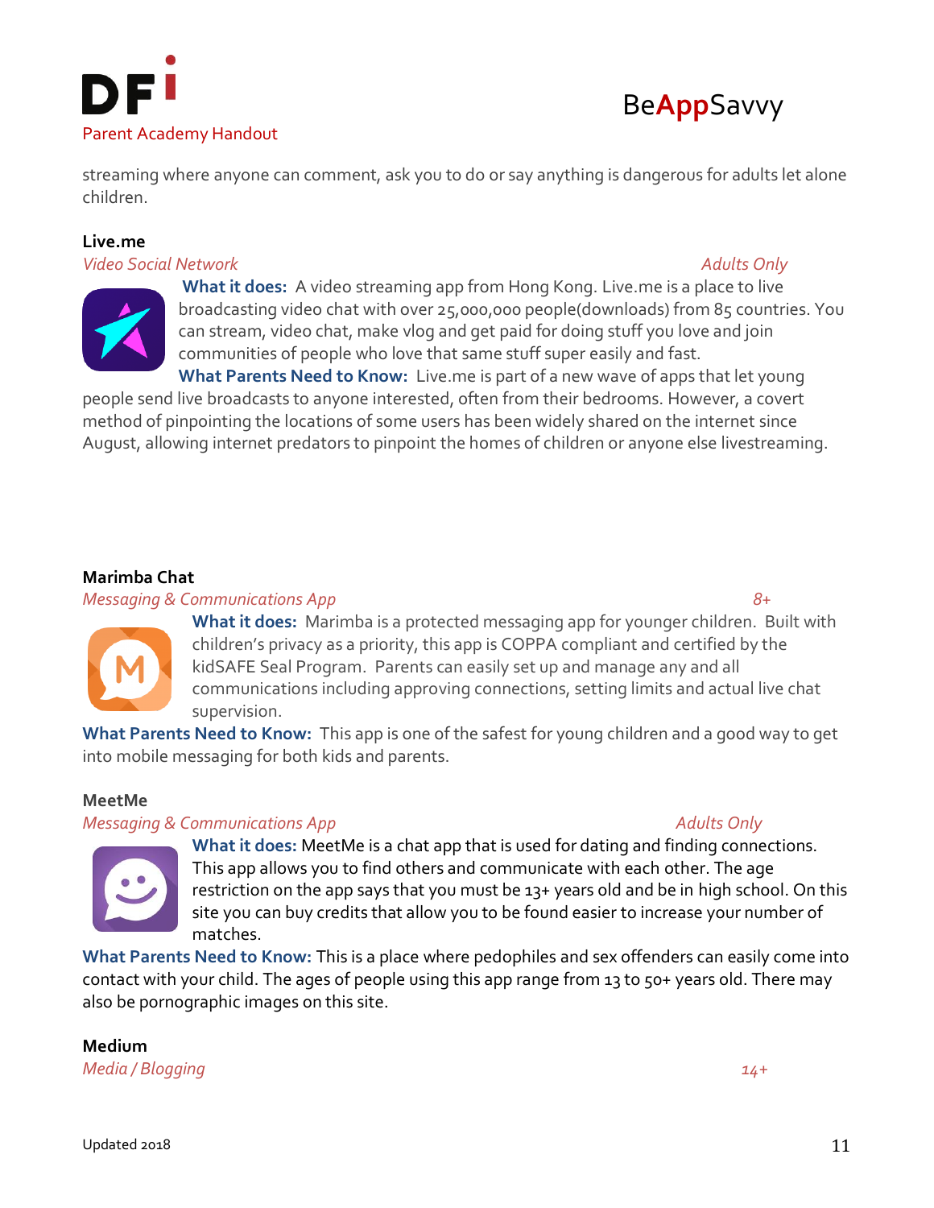streaming where anyone can comment, ask you to do or say anything is dangerous for adults let alone children.

**Live.me**

*Video Social Network* *Adults Only*

**What it does:** A video streaming app from Hong Kong. Live.me is a place to live broadcasting video chat with over 25,000,000 people(downloads) from 85 countries. You can stream, video chat, make vlog and get paid for doing stuff you love and join communities of people who love that same stuff super easily and fast.

**What Parents Need to Know:** Live.me is part of a new wave of apps that let young people send live broadcasts to anyone interested, often from their bedrooms. However, a covert method of pinpointing the locations of some users has been widely shared on the internet since August, allowing internet predators to pinpoint the homes of children or anyone else livestreaming.

**Marimba Chat**

*Messaging & Communications App* *8+*

**What it does:** Marimba is a protected messaging app for younger children. Built with children's privacy as a priority, this app is COPPA compliant and certified by the kidSAFE Seal Program. Parents can easily set up and manage any and all communications including approving connections, setting limits and actual live chat supervision.

**What Parents Need to Know:** This app is one of the safest for young children and a good way to get into mobile messaging for both kids and parents.

**MeetMe**

*Messaging & Communications App* *Adults Only*

**What it does:** MeetMe is a chat app that is used for dating and finding connections. This app allows you to find others and communicate with each other. The age restriction on the app says that you must be 13+ years old and be in high school. On this site you can buy credits that allow you to be found easier to increase your number of matches.

**What Parents Need to Know:** This is a place where pedophiles and sex offenders can easily come into contact with your child. The ages of people using this app range from 13 to 50+ years old. There may also be pornographic images on this site.

**Medium**

*Media / Blogging* *14+*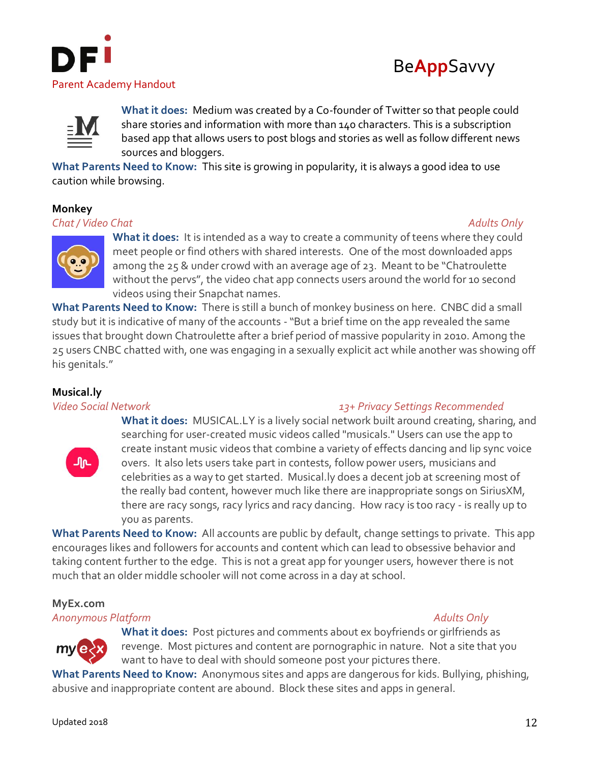**What it does:** Medium was created by a Co-founder of Twitter so that people could share stories and information with more than 140 characters. This is a subscription based app that allows users to post blogs and stories as well as follow different news sources and bloggers.

**What Parents Need to Know:** This site is growing in popularity, it is always a good idea to use caution while browsing.

### Monkey

*Chat / Video Chat* — *Adults Only*

**What it does:** It is intended as a way to create a community of teens where they could meet people or find others with shared interests. One of the most downloaded apps among the 25 & under crowd with an average age of 23. Meant to be "Chatroulette without the pervs", the video chat app connects users around the world for 10 second videos using their Snapchat names.

**What Parents Need to Know:** There is still a bunch of monkey business on here. CNBC did a small study but it is indicative of many of the accounts - "But a brief time on the app revealed the same issues that brought down Chatroulette after a brief period of massive popularity in 2010. Among the 25 users CNBC chatted with, one was engaging in a sexually explicit act while another was showing off his genitals."

### Musical.ly

*Video Social Network* — *13+ Privacy Settings Recommended*

**What it does:** MUSICAL.LY is a lively social network built around creating, sharing, and searching for user-created music videos called "musicals." Users can use the app to create instant music videos that combine a variety of effects dancing and lip sync voice overs. It also lets users take part in contests, follow power users, musicians and celebrities as a way to get started. Musical.ly does a decent job at screening most of the really bad content, however much like there are inappropriate songs on SiriusXM, there are racy songs, racy lyrics and racy dancing. How racy is too racy - is really up to you as parents.

**What Parents Need to Know:** All accounts are public by default, change settings to private. This app encourages likes and followers for accounts and content which can lead to obsessive behavior and taking content further to the edge. This is not a great app for younger users, however there is not much that an older middle schooler will not come across in a day at school.

### MyEx.com

*Anonymous Platform* — *Adults Only*

**What it does:** Post pictures and comments about ex boyfriends or girlfriends as revenge. Most pictures and content are pornographic in nature. Not a site that you want to have to deal with should someone post your pictures there.

**What Parents Need to Know:** Anonymous sites and apps are dangerous for kids. Bullying, phishing, abusive and inappropriate content are abound. Block these sites and apps in general.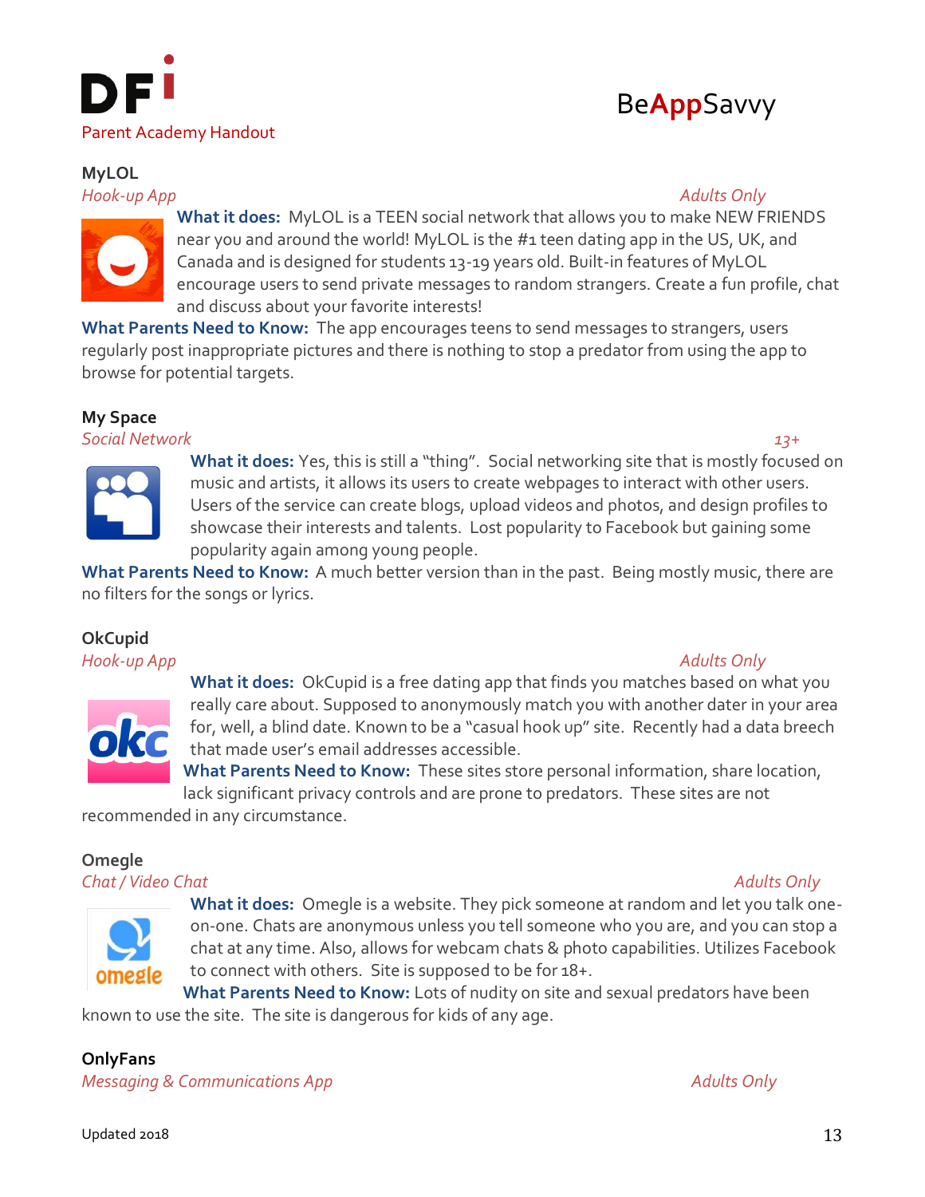**MyLOL**

*Hook-up App* — *Adults Only*

**What it does:** MyLOL is a TEEN social network that allows you to make NEW FRIENDS near you and around the world! MyLOL is the #1 teen dating app in the US, UK, and Canada and is designed for students 13-19 years old. Built-in features of MyLOL encourage users to send private messages to random strangers. Create a fun profile, chat and discuss about your favorite interests!

**What Parents Need to Know:** The app encourages teens to send messages to strangers, users regularly post inappropriate pictures and there is nothing to stop a predator from using the app to browse for potential targets.

**My Space**

*Social Network* — *13+*

**What it does:** Yes, this is still a "thing". Social networking site that is mostly focused on music and artists, it allows its users to create webpages to interact with other users. Users of the service can create blogs, upload videos and photos, and design profiles to showcase their interests and talents. Lost popularity to Facebook but gaining some popularity again among young people.

**What Parents Need to Know:** A much better version than in the past. Being mostly music, there are no filters for the songs or lyrics.

**OkCupid**

*Hook-up App* — *Adults Only*

**What it does:** OkCupid is a free dating app that finds you matches based on what you really care about. Supposed to anonymously match you with another dater in your area for, well, a blind date. Known to be a "casual hook up" site. Recently had a data breech that made user's email addresses accessible.

**What Parents Need to Know:** These sites store personal information, share location, lack significant privacy controls and are prone to predators. These sites are not recommended in any circumstance.

**Omegle**

*Chat / Video Chat* — *Adults Only*

**What it does:** Omegle is a website. They pick someone at random and let you talk one-on-one. Chats are anonymous unless you tell someone who you are, and you can stop a chat at any time. Also, allows for webcam chats & photo capabilities. Utilizes Facebook to connect with others. Site is supposed to be for 18+.

**What Parents Need to Know:** Lots of nudity on site and sexual predators have been known to use the site. The site is dangerous for kids of any age.

**OnlyFans**

*Messaging & Communications App* — *Adults Only*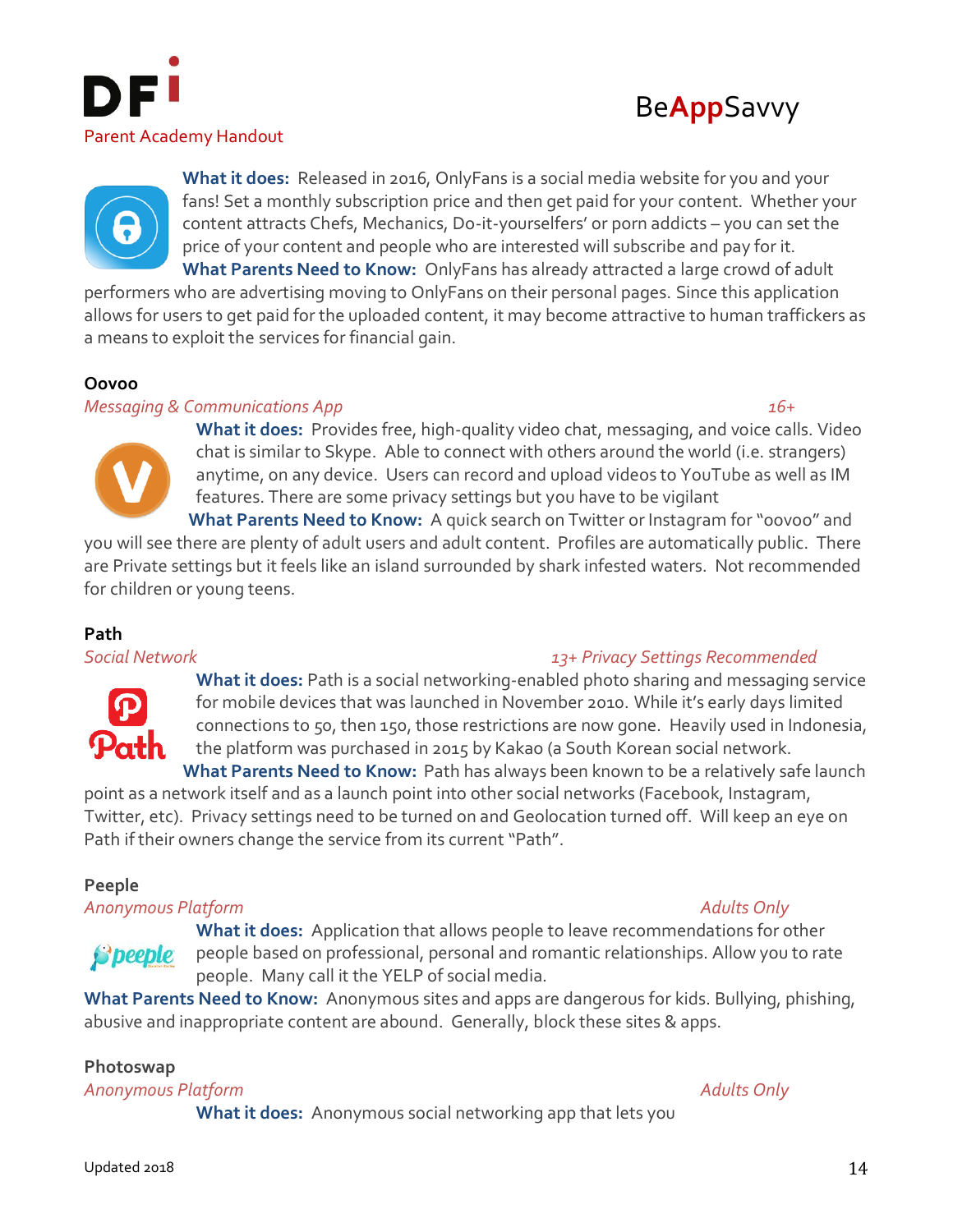**What it does:** Released in 2016, OnlyFans is a social media website for you and your fans! Set a monthly subscription price and then get paid for your content. Whether your content attracts Chefs, Mechanics, Do-it-yourselfers' or porn addicts – you can set the price of your content and people who are interested will subscribe and pay for it.

**What Parents Need to Know:** OnlyFans has already attracted a large crowd of adult performers who are advertising moving to OnlyFans on their personal pages. Since this application allows for users to get paid for the uploaded content, it may become attractive to human traffickers as a means to exploit the services for financial gain.

### Oovoo

*Messaging & Communications App* *16+*

**What it does:** Provides free, high-quality video chat, messaging, and voice calls. Video chat is similar to Skype. Able to connect with others around the world (i.e. strangers) anytime, on any device. Users can record and upload videos to YouTube as well as IM features. There are some privacy settings but you have to be vigilant

**What Parents Need to Know:** A quick search on Twitter or Instagram for "oovoo" and you will see there are plenty of adult users and adult content. Profiles are automatically public. There are Private settings but it feels like an island surrounded by shark infested waters. Not recommended for children or young teens.

### Path

*Social Network* *13+ Privacy Settings Recommended*

**What it does:** Path is a social networking-enabled photo sharing and messaging service for mobile devices that was launched in November 2010. While it's early days limited connections to 50, then 150, those restrictions are now gone. Heavily used in Indonesia, the platform was purchased in 2015 by Kakao (a South Korean social network.

**What Parents Need to Know:** Path has always been known to be a relatively safe launch point as a network itself and as a launch point into other social networks (Facebook, Instagram, Twitter, etc). Privacy settings need to be turned on and Geolocation turned off. Will keep an eye on Path if their owners change the service from its current "Path".

### Peeple

*Anonymous Platform* *Adults Only*

**What it does:** Application that allows people to leave recommendations for other people based on professional, personal and romantic relationships. Allow you to rate people. Many call it the YELP of social media.

**What Parents Need to Know:** Anonymous sites and apps are dangerous for kids. Bullying, phishing, abusive and inappropriate content are abound. Generally, block these sites & apps.

### Photoswap

*Anonymous Platform* *Adults Only*

**What it does:** Anonymous social networking app that lets you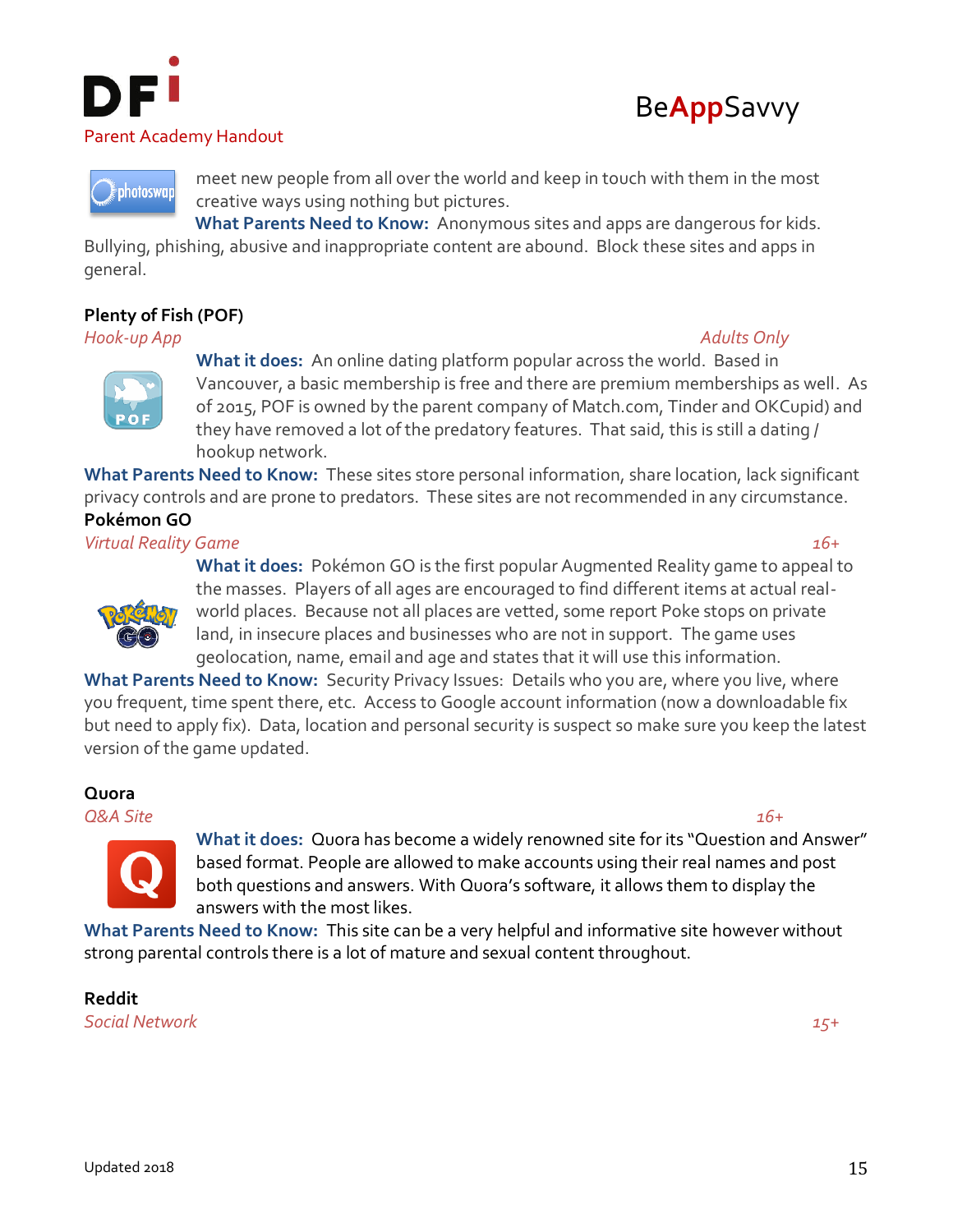meet new people from all over the world and keep in touch with them in the most creative ways using nothing but pictures.

**What Parents Need to Know:** Anonymous sites and apps are dangerous for kids. Bullying, phishing, abusive and inappropriate content are abound. Block these sites and apps in general.

### Plenty of Fish (POF)

*Hook-up App* *Adults Only*

**What it does:** An online dating platform popular across the world. Based in Vancouver, a basic membership is free and there are premium memberships as well. As of 2015, POF is owned by the parent company of Match.com, Tinder and OKCupid) and they have removed a lot of the predatory features. That said, this is still a dating / hookup network.

**What Parents Need to Know:** These sites store personal information, share location, lack significant privacy controls and are prone to predators. These sites are not recommended in any circumstance.

### Pokémon GO

*Virtual Reality Game* *16+*

**What it does:** Pokémon GO is the first popular Augmented Reality game to appeal to the masses. Players of all ages are encouraged to find different items at actual real-world places. Because not all places are vetted, some report Poke stops on private land, in insecure places and businesses who are not in support. The game uses geolocation, name, email and age and states that it will use this information.

**What Parents Need to Know:** Security Privacy Issues: Details who you are, where you live, where you frequent, time spent there, etc. Access to Google account information (now a downloadable fix but need to apply fix). Data, location and personal security is suspect so make sure you keep the latest version of the game updated.

### Quora

*Q&A Site* *16+*

**What it does:** Quora has become a widely renowned site for its "Question and Answer" based format. People are allowed to make accounts using their real names and post both questions and answers. With Quora's software, it allows them to display the answers with the most likes.

**What Parents Need to Know:** This site can be a very helpful and informative site however without strong parental controls there is a lot of mature and sexual content throughout.

### Reddit

*Social Network* *15+*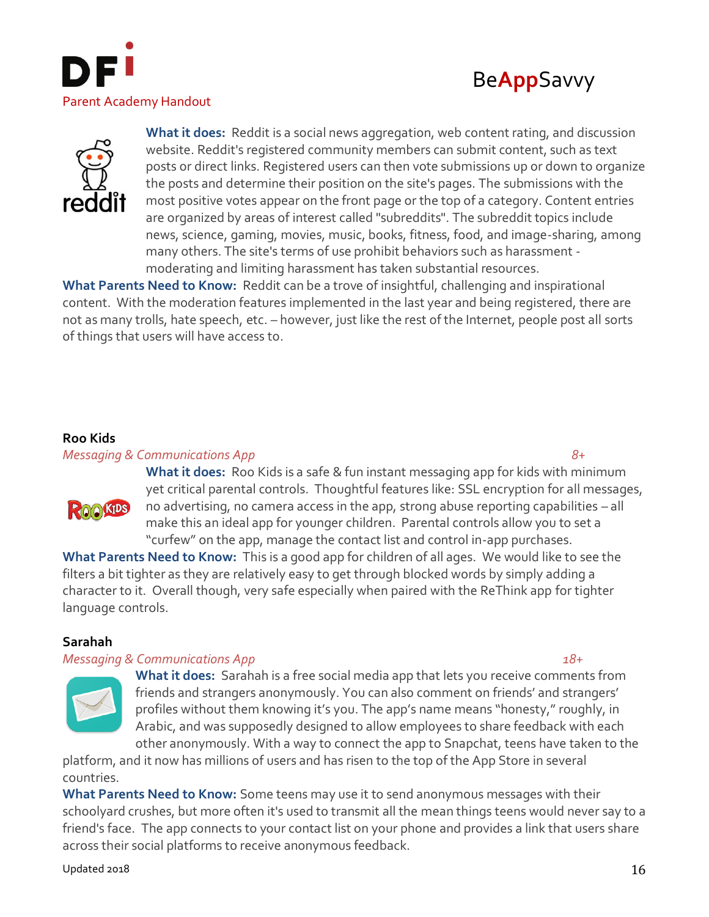**What it does:** Reddit is a social news aggregation, web content rating, and discussion website. Reddit's registered community members can submit content, such as text posts or direct links. Registered users can then vote submissions up or down to organize the posts and determine their position on the site's pages. The submissions with the most positive votes appear on the front page or the top of a category. Content entries are organized by areas of interest called "subreddits". The subreddit topics include news, science, gaming, movies, music, books, fitness, food, and image-sharing, among many others. The site's terms of use prohibit behaviors such as harassment - moderating and limiting harassment has taken substantial resources.

**What Parents Need to Know:** Reddit can be a trove of insightful, challenging and inspirational content. With the moderation features implemented in the last year and being registered, there are not as many trolls, hate speech, etc. – however, just like the rest of the Internet, people post all sorts of things that users will have access to.

**Roo Kids**

*Messaging & Communications App* *8+*

**What it does:** Roo Kids is a safe & fun instant messaging app for kids with minimum yet critical parental controls. Thoughtful features like: SSL encryption for all messages, no advertising, no camera access in the app, strong abuse reporting capabilities – all make this an ideal app for younger children. Parental controls allow you to set a "curfew" on the app, manage the contact list and control in-app purchases.

**What Parents Need to Know:** This is a good app for children of all ages. We would like to see the filters a bit tighter as they are relatively easy to get through blocked words by simply adding a character to it. Overall though, very safe especially when paired with the ReThink app for tighter language controls.

**Sarahah**

*Messaging & Communications App* *18+*

**What it does:** Sarahah is a free social media app that lets you receive comments from friends and strangers anonymously. You can also comment on friends' and strangers' profiles without them knowing it's you. The app's name means "honesty," roughly, in Arabic, and was supposedly designed to allow employees to share feedback with each other anonymously. With a way to connect the app to Snapchat, teens have taken to the platform, and it now has millions of users and has risen to the top of the App Store in several countries.

**What Parents Need to Know:** Some teens may use it to send anonymous messages with their schoolyard crushes, but more often it's used to transmit all the mean things teens would never say to a friend's face. The app connects to your contact list on your phone and provides a link that users share across their social platforms to receive anonymous feedback.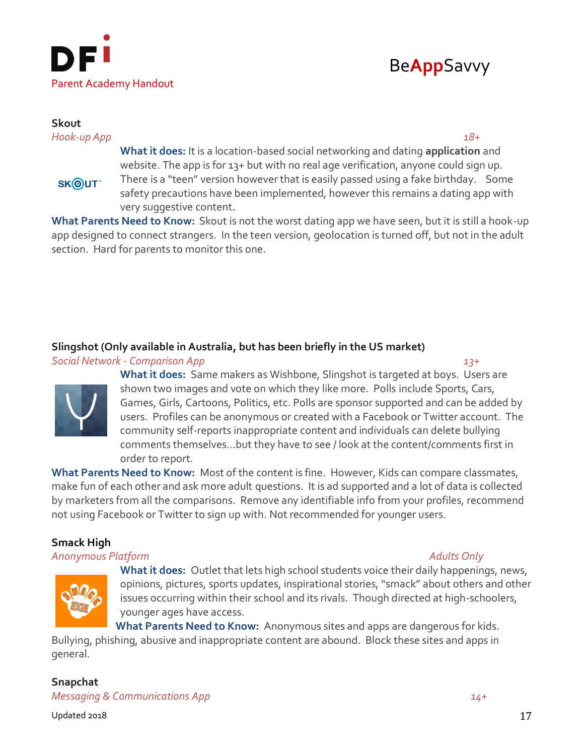### Skout

*Hook-up App* *18+*

**What it does:** It is a location-based social networking and dating **application** and website. The app is for 13+ but with no real age verification, anyone could sign up. There is a "teen" version however that is easily passed using a fake birthday. Some safety precautions have been implemented, however this remains a dating app with very suggestive content.

**What Parents Need to Know:** Skout is not the worst dating app we have seen, but it is still a hook-up app designed to connect strangers. In the teen version, geolocation is turned off, but not in the adult section. Hard for parents to monitor this one.

### Slingshot (Only available in Australia, but has been briefly in the US market)

*Social Network - Comparison App* *13+*

**What it does:** Same makers as Wishbone, Slingshot is targeted at boys. Users are shown two images and vote on which they like more. Polls include Sports, Cars, Games, Girls, Cartoons, Politics, etc. Polls are sponsor supported and can be added by users. Profiles can be anonymous or created with a Facebook or Twitter account. The community self-reports inappropriate content and individuals can delete bullying comments themselves…but they have to see / look at the content/comments first in order to report.

**What Parents Need to Know:** Most of the content is fine. However, Kids can compare classmates, make fun of each other and ask more adult questions. It is ad supported and a lot of data is collected by marketers from all the comparisons. Remove any identifiable info from your profiles, recommend not using Facebook or Twitter to sign up with. Not recommended for younger users.

### Smack High

*Anonymous Platform* *Adults Only*

**What it does:** Outlet that lets high school students voice their daily happenings, news, opinions, pictures, sports updates, inspirational stories, "smack" about others and other issues occurring within their school and its rivals. Though directed at high-schoolers, younger ages have access.

**What Parents Need to Know:** Anonymous sites and apps are dangerous for kids. Bullying, phishing, abusive and inappropriate content are abound. Block these sites and apps in general.

### Snapchat

*Messaging & Communications App* *14+*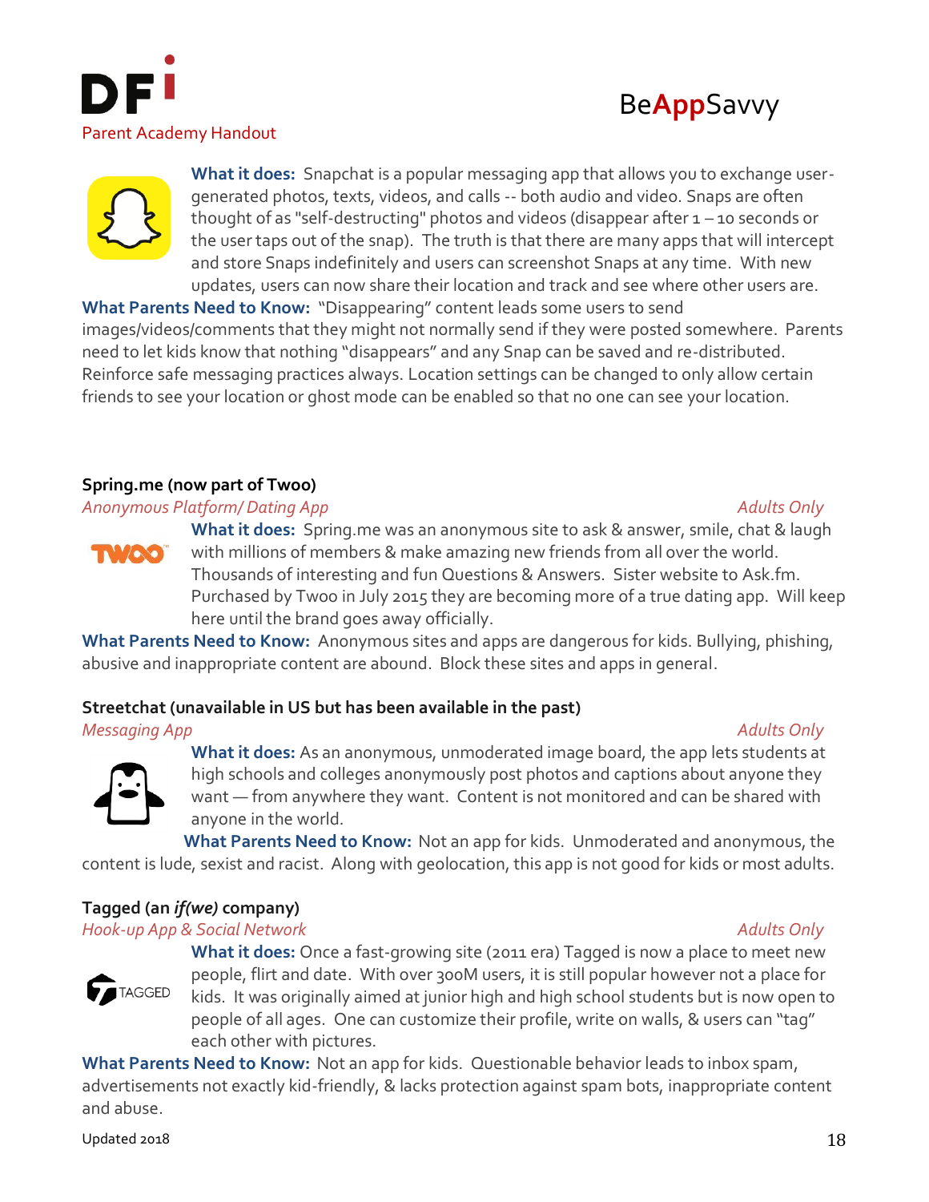**What it does:** Snapchat is a popular messaging app that allows you to exchange user-generated photos, texts, videos, and calls -- both audio and video. Snaps are often thought of as "self-destructing" photos and videos (disappear after 1 – 10 seconds or the user taps out of the snap). The truth is that there are many apps that will intercept and store Snaps indefinitely and users can screenshot Snaps at any time. With new updates, users can now share their location and track and see where other users are.

**What Parents Need to Know:** "Disappearing" content leads some users to send images/videos/comments that they might not normally send if they were posted somewhere. Parents need to let kids know that nothing "disappears" and any Snap can be saved and re-distributed. Reinforce safe messaging practices always. Location settings can be changed to only allow certain friends to see your location or ghost mode can be enabled so that no one can see your location.

### Spring.me (now part of Twoo)

*Anonymous Platform/ Dating App* — *Adults Only*

**What it does:** Spring.me was an anonymous site to ask & answer, smile, chat & laugh with millions of members & make amazing new friends from all over the world. Thousands of interesting and fun Questions & Answers. Sister website to Ask.fm. Purchased by Twoo in July 2015 they are becoming more of a true dating app. Will keep here until the brand goes away officially.

**What Parents Need to Know:** Anonymous sites and apps are dangerous for kids. Bullying, phishing, abusive and inappropriate content are abound. Block these sites and apps in general.

### Streetchat (unavailable in US but has been available in the past)

*Messaging App* — *Adults Only*

**What it does:** As an anonymous, unmoderated image board, the app lets students at high schools and colleges anonymously post photos and captions about anyone they want — from anywhere they want. Content is not monitored and can be shared with anyone in the world.

**What Parents Need to Know:** Not an app for kids. Unmoderated and anonymous, the content is lude, sexist and racist. Along with geolocation, this app is not good for kids or most adults.

### Tagged (an *if(we)* company)

*Hook-up App & Social Network* — *Adults Only*

**What it does:** Once a fast-growing site (2011 era) Tagged is now a place to meet new people, flirt and date. With over 300M users, it is still popular however not a place for kids. It was originally aimed at junior high and high school students but is now open to people of all ages. One can customize their profile, write on walls, & users can "tag" each other with pictures.

**What Parents Need to Know:** Not an app for kids. Questionable behavior leads to inbox spam, advertisements not exactly kid-friendly, & lacks protection against spam bots, inappropriate content and abuse.

Updated 2018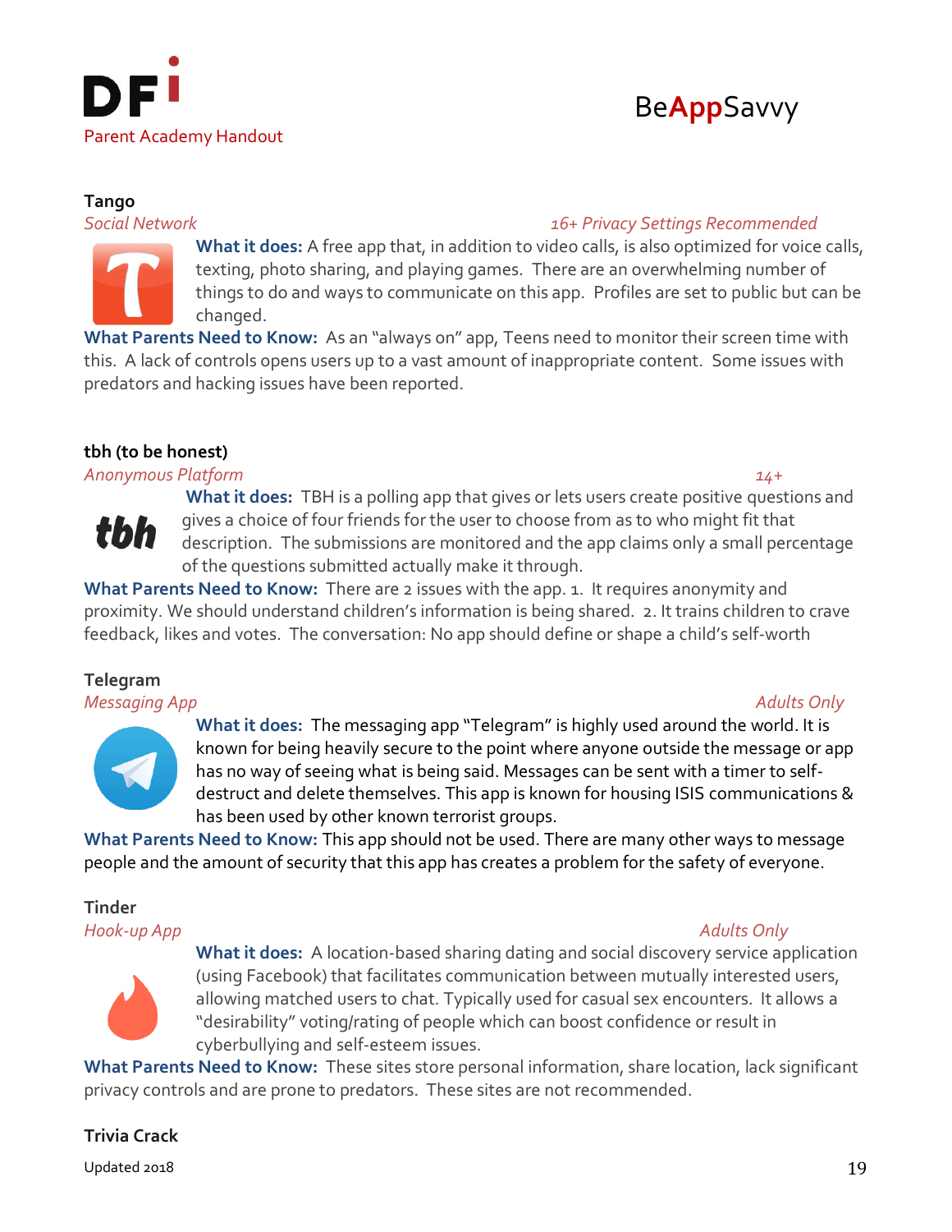**Tango**

*Social Network* *16+ Privacy Settings Recommended*

**What it does:** A free app that, in addition to video calls, is also optimized for voice calls, texting, photo sharing, and playing games. There are an overwhelming number of things to do and ways to communicate on this app. Profiles are set to public but can be changed.

**What Parents Need to Know:** As an "always on" app, Teens need to monitor their screen time with this. A lack of controls opens users up to a vast amount of inappropriate content. Some issues with predators and hacking issues have been reported.

**tbh (to be honest)**

*Anonymous Platform* *14+*

**What it does:** TBH is a polling app that gives or lets users create positive questions and gives a choice of four friends for the user to choose from as to who might fit that description. The submissions are monitored and the app claims only a small percentage of the questions submitted actually make it through.

**What Parents Need to Know:** There are 2 issues with the app. 1. It requires anonymity and proximity. We should understand children's information is being shared. 2. It trains children to crave feedback, likes and votes. The conversation: No app should define or shape a child's self-worth

**Telegram**

*Messaging App* *Adults Only*

**What it does:** The messaging app "Telegram" is highly used around the world. It is known for being heavily secure to the point where anyone outside the message or app has no way of seeing what is being said. Messages can be sent with a timer to self-destruct and delete themselves. This app is known for housing ISIS communications & has been used by other known terrorist groups.

**What Parents Need to Know:** This app should not be used. There are many other ways to message people and the amount of security that this app has creates a problem for the safety of everyone.

**Tinder**

*Hook-up App* *Adults Only*

**What it does:** A location-based sharing dating and social discovery service application (using Facebook) that facilitates communication between mutually interested users, allowing matched users to chat. Typically used for casual sex encounters. It allows a "desirability" voting/rating of people which can boost confidence or result in cyberbullying and self-esteem issues.

**What Parents Need to Know:** These sites store personal information, share location, lack significant privacy controls and are prone to predators. These sites are not recommended.

**Trivia Crack**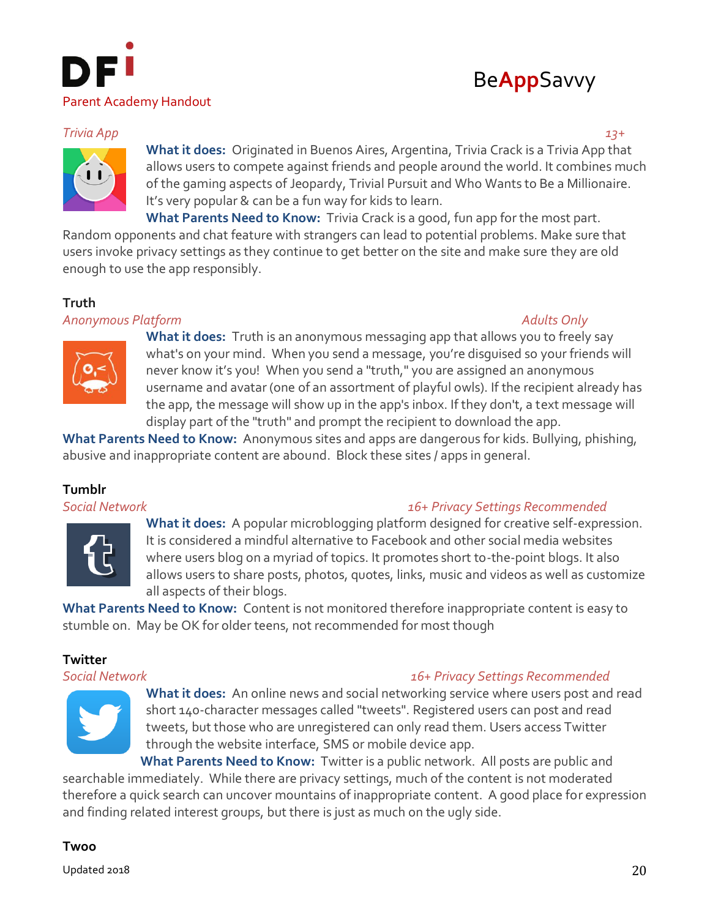*Trivia App* *13+*

**What it does:** Originated in Buenos Aires, Argentina, Trivia Crack is a Trivia App that allows users to compete against friends and people around the world. It combines much of the gaming aspects of Jeopardy, Trivial Pursuit and Who Wants to Be a Millionaire. It's very popular & can be a fun way for kids to learn.

**What Parents Need to Know:** Trivia Crack is a good, fun app for the most part. Random opponents and chat feature with strangers can lead to potential problems. Make sure that users invoke privacy settings as they continue to get better on the site and make sure they are old enough to use the app responsibly.

### Truth

*Anonymous Platform* *Adults Only*

**What it does:** Truth is an anonymous messaging app that allows you to freely say what's on your mind. When you send a message, you're disguised so your friends will never know it's you! When you send a "truth," you are assigned an anonymous username and avatar (one of an assortment of playful owls). If the recipient already has the app, the message will show up in the app's inbox. If they don't, a text message will display part of the "truth" and prompt the recipient to download the app.

**What Parents Need to Know:** Anonymous sites and apps are dangerous for kids. Bullying, phishing, abusive and inappropriate content are abound. Block these sites / apps in general.

### Tumblr

*Social Network* *16+ Privacy Settings Recommended*

**What it does:** A popular microblogging platform designed for creative self-expression. It is considered a mindful alternative to Facebook and other social media websites where users blog on a myriad of topics. It promotes short to-the-point blogs. It also allows users to share posts, photos, quotes, links, music and videos as well as customize all aspects of their blogs.

**What Parents Need to Know:** Content is not monitored therefore inappropriate content is easy to stumble on. May be OK for older teens, not recommended for most though

### Twitter

*Social Network* *16+ Privacy Settings Recommended*

**What it does:** An online news and social networking service where users post and read short 140-character messages called "tweets". Registered users can post and read tweets, but those who are unregistered can only read them. Users access Twitter through the website interface, SMS or mobile device app.

**What Parents Need to Know:** Twitter is a public network. All posts are public and searchable immediately. While there are privacy settings, much of the content is not moderated therefore a quick search can uncover mountains of inappropriate content. A good place for expression and finding related interest groups, but there is just as much on the ugly side.

### Twoo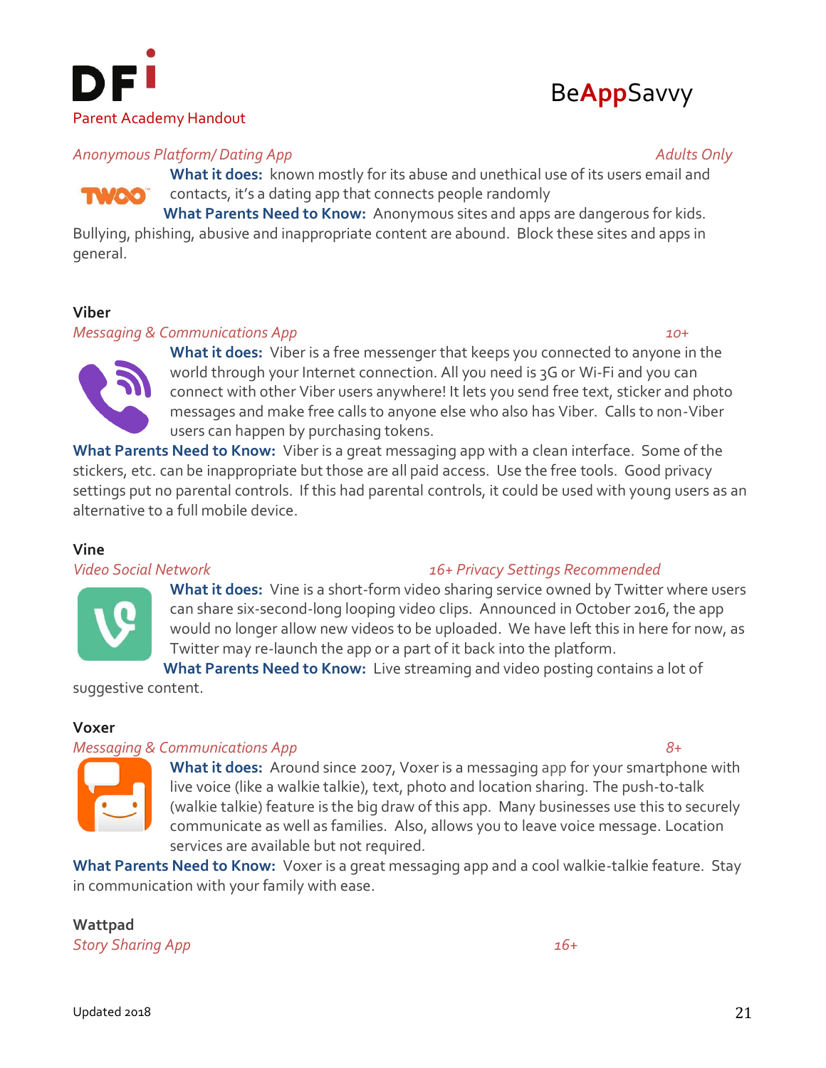Anonymous Platform/ Dating App — *Adults Only*

**What it does:** known mostly for its abuse and unethical use of its users email and contacts, it's a dating app that connects people randomly

**What Parents Need to Know:** Anonymous sites and apps are dangerous for kids. Bullying, phishing, abusive and inappropriate content are abound. Block these sites and apps in general.

### Viber

*Messaging & Communications App* — *10+*

**What it does:** Viber is a free messenger that keeps you connected to anyone in the world through your Internet connection. All you need is 3G or Wi-Fi and you can connect with other Viber users anywhere! It lets you send free text, sticker and photo messages and make free calls to anyone else who also has Viber. Calls to non-Viber users can happen by purchasing tokens.

**What Parents Need to Know:** Viber is a great messaging app with a clean interface. Some of the stickers, etc. can be inappropriate but those are all paid access. Use the free tools. Good privacy settings put no parental controls. If this had parental controls, it could be used with young users as an alternative to a full mobile device.

### Vine

*Video Social Network* — *16+ Privacy Settings Recommended*

**What it does:** Vine is a short-form video sharing service owned by Twitter where users can share six-second-long looping video clips. Announced in October 2016, the app would no longer allow new videos to be uploaded. We have left this in here for now, as Twitter may re-launch the app or a part of it back into the platform.

**What Parents Need to Know:** Live streaming and video posting contains a lot of suggestive content.

### Voxer

*Messaging & Communications App* — *8+*

**What it does:** Around since 2007, Voxer is a messaging app for your smartphone with live voice (like a walkie talkie), text, photo and location sharing. The push-to-talk (walkie talkie) feature is the big draw of this app. Many businesses use this to securely communicate as well as families. Also, allows you to leave voice message. Location services are available but not required.

**What Parents Need to Know:** Voxer is a great messaging app and a cool walkie-talkie feature. Stay in communication with your family with ease.

### Wattpad

*Story Sharing App* — *16+*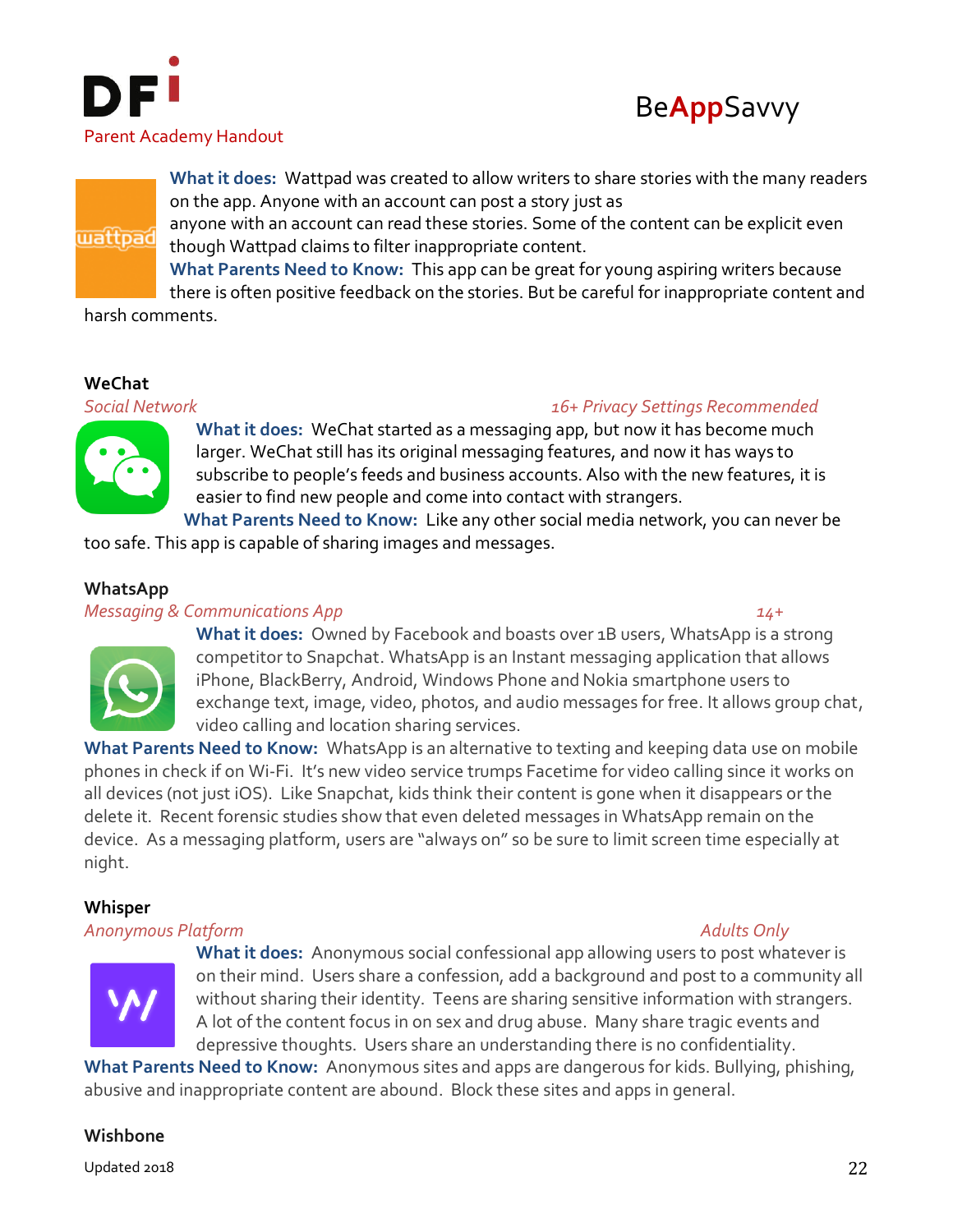**What it does:** Wattpad was created to allow writers to share stories with the many readers on the app. Anyone with an account can post a story just as anyone with an account can read these stories. Some of the content can be explicit even though Wattpad claims to filter inappropriate content.
**What Parents Need to Know:** This app can be great for young aspiring writers because there is often positive feedback on the stories. But be careful for inappropriate content and harsh comments.

### WeChat

*Social Network* — *16+ Privacy Settings Recommended*

**What it does:** WeChat started as a messaging app, but now it has become much larger. WeChat still has its original messaging features, and now it has ways to subscribe to people's feeds and business accounts. Also with the new features, it is easier to find new people and come into contact with strangers.
**What Parents Need to Know:** Like any other social media network, you can never be too safe. This app is capable of sharing images and messages.

### WhatsApp

*Messaging & Communications App* — *14+*

**What it does:** Owned by Facebook and boasts over 1B users, WhatsApp is a strong competitor to Snapchat. WhatsApp is an Instant messaging application that allows iPhone, BlackBerry, Android, Windows Phone and Nokia smartphone users to exchange text, image, video, photos, and audio messages for free. It allows group chat, video calling and location sharing services.
**What Parents Need to Know:** WhatsApp is an alternative to texting and keeping data use on mobile phones in check if on Wi-Fi. It's new video service trumps Facetime for video calling since it works on all devices (not just iOS). Like Snapchat, kids think their content is gone when it disappears or the delete it. Recent forensic studies show that even deleted messages in WhatsApp remain on the device. As a messaging platform, users are "always on" so be sure to limit screen time especially at night.

### Whisper

*Anonymous Platform* — *Adults Only*

**What it does:** Anonymous social confessional app allowing users to post whatever is on their mind. Users share a confession, add a background and post to a community all without sharing their identity. Teens are sharing sensitive information with strangers. A lot of the content focus in on sex and drug abuse. Many share tragic events and depressive thoughts. Users share an understanding there is no confidentiality.
**What Parents Need to Know:** Anonymous sites and apps are dangerous for kids. Bullying, phishing, abusive and inappropriate content are abound. Block these sites and apps in general.

### Wishbone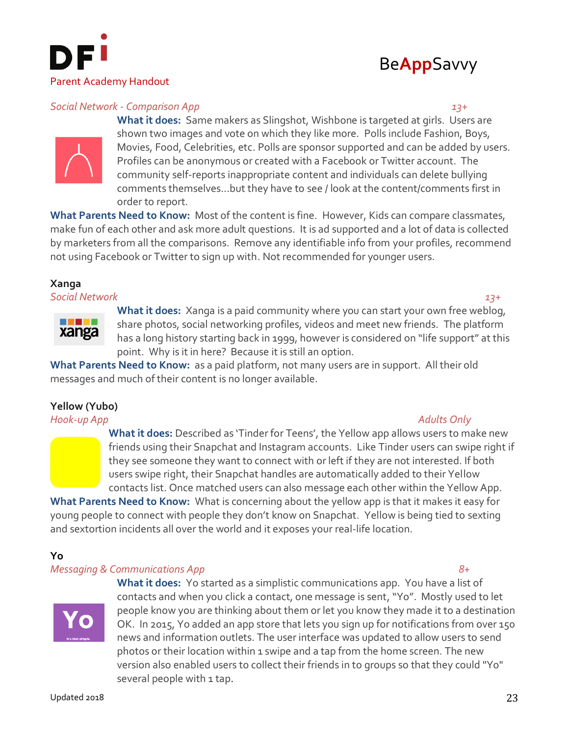*Social Network - Comparison App* *13+*

**What it does:** Same makers as Slingshot, Wishbone is targeted at girls. Users are shown two images and vote on which they like more. Polls include Fashion, Boys, Movies, Food, Celebrities, etc. Polls are sponsor supported and can be added by users. Profiles can be anonymous or created with a Facebook or Twitter account. The community self-reports inappropriate content and individuals can delete bullying comments themselves…but they have to see / look at the content/comments first in order to report.

**What Parents Need to Know:** Most of the content is fine. However, Kids can compare classmates, make fun of each other and ask more adult questions. It is ad supported and a lot of data is collected by marketers from all the comparisons. Remove any identifiable info from your profiles, recommend not using Facebook or Twitter to sign up with. Not recommended for younger users.

### Xanga

*Social Network* *13+*

**What it does:** Xanga is a paid community where you can start your own free weblog, share photos, social networking profiles, videos and meet new friends. The platform has a long history starting back in 1999, however is considered on "life support" at this point. Why is it in here? Because it is still an option.

**What Parents Need to Know:** as a paid platform, not many users are in support. All their old messages and much of their content is no longer available.

### Yellow (Yubo)

*Hook-up App* *Adults Only*

**What it does:** Described as 'Tinder for Teens', the Yellow app allows users to make new friends using their Snapchat and Instagram accounts. Like Tinder users can swipe right if they see someone they want to connect with or left if they are not interested. If both users swipe right, their Snapchat handles are automatically added to their Yellow contacts list. Once matched users can also message each other within the Yellow App.

**What Parents Need to Know:** What is concerning about the yellow app is that it makes it easy for young people to connect with people they don't know on Snapchat. Yellow is being tied to sexting and sextortion incidents all over the world and it exposes your real-life location.

### Yo

*Messaging & Communications App* *8+*

**What it does:** Yo started as a simplistic communications app. You have a list of contacts and when you click a contact, one message is sent, "Yo". Mostly used to let people know you are thinking about them or let you know they made it to a destination OK. In 2015, Yo added an app store that lets you sign up for notifications from over 150 news and information outlets. The user interface was updated to allow users to send photos or their location within 1 swipe and a tap from the home screen. The new version also enabled users to collect their friends in to groups so that they could "Yo" several people with 1 tap.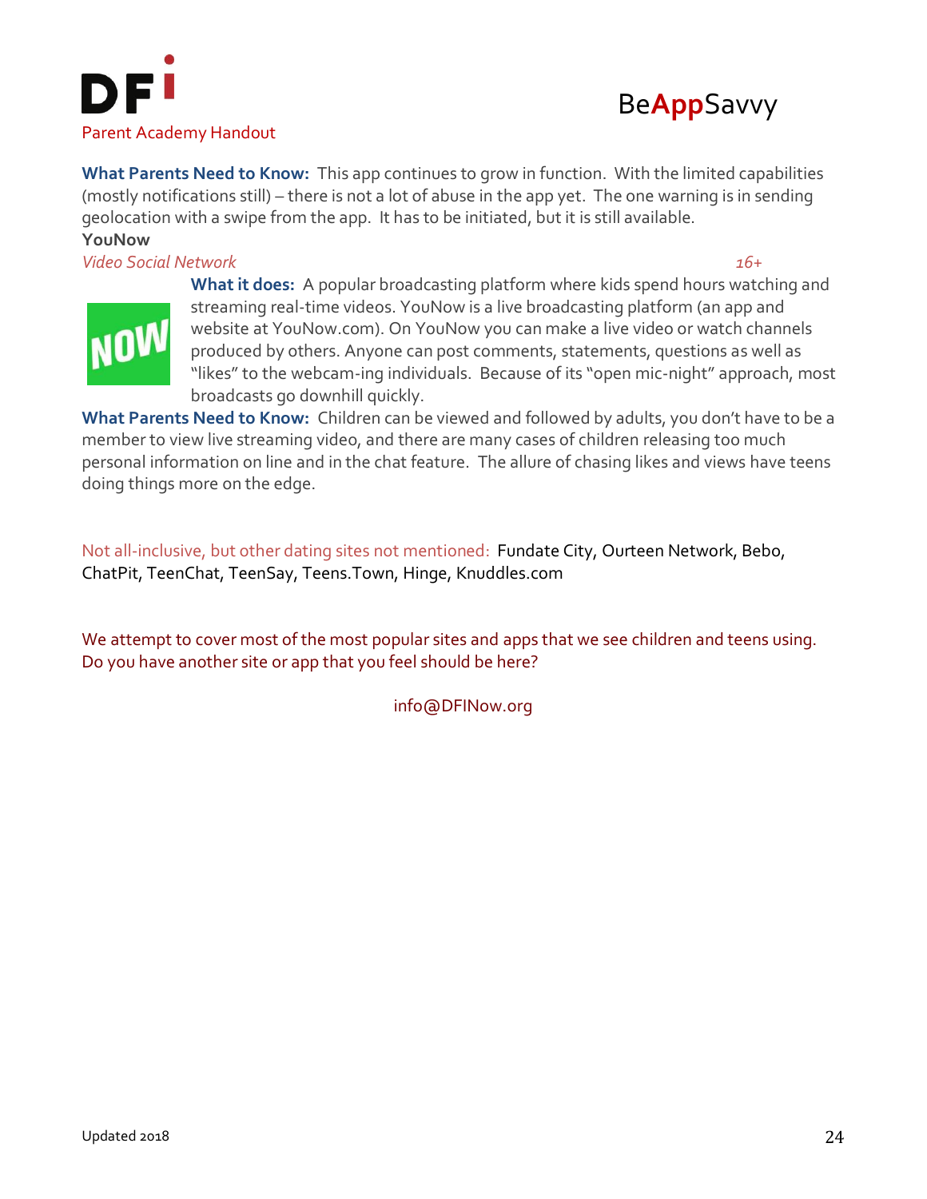**What Parents Need to Know:** This app continues to grow in function. With the limited capabilities (mostly notifications still) – there is not a lot of abuse in the app yet. The one warning is in sending geolocation with a swipe from the app. It has to be initiated, but it is still available.

**YouNow**

*Video Social Network* *16+*

**What it does:** A popular broadcasting platform where kids spend hours watching and streaming real-time videos. YouNow is a live broadcasting platform (an app and website at YouNow.com). On YouNow you can make a live video or watch channels produced by others. Anyone can post comments, statements, questions as well as "likes" to the webcam-ing individuals. Because of its "open mic-night" approach, most broadcasts go downhill quickly.

**What Parents Need to Know:** Children can be viewed and followed by adults, you don't have to be a member to view live streaming video, and there are many cases of children releasing too much personal information on line and in the chat feature. The allure of chasing likes and views have teens doing things more on the edge.

Not all-inclusive, but other dating sites not mentioned: Fundate City, Ourteen Network, Bebo, ChatPit, TeenChat, TeenSay, Teens.Town, Hinge, Knuddles.com

We attempt to cover most of the most popular sites and apps that we see children and teens using. Do you have another site or app that you feel should be here?

info@DFINow.org

Updated 2018